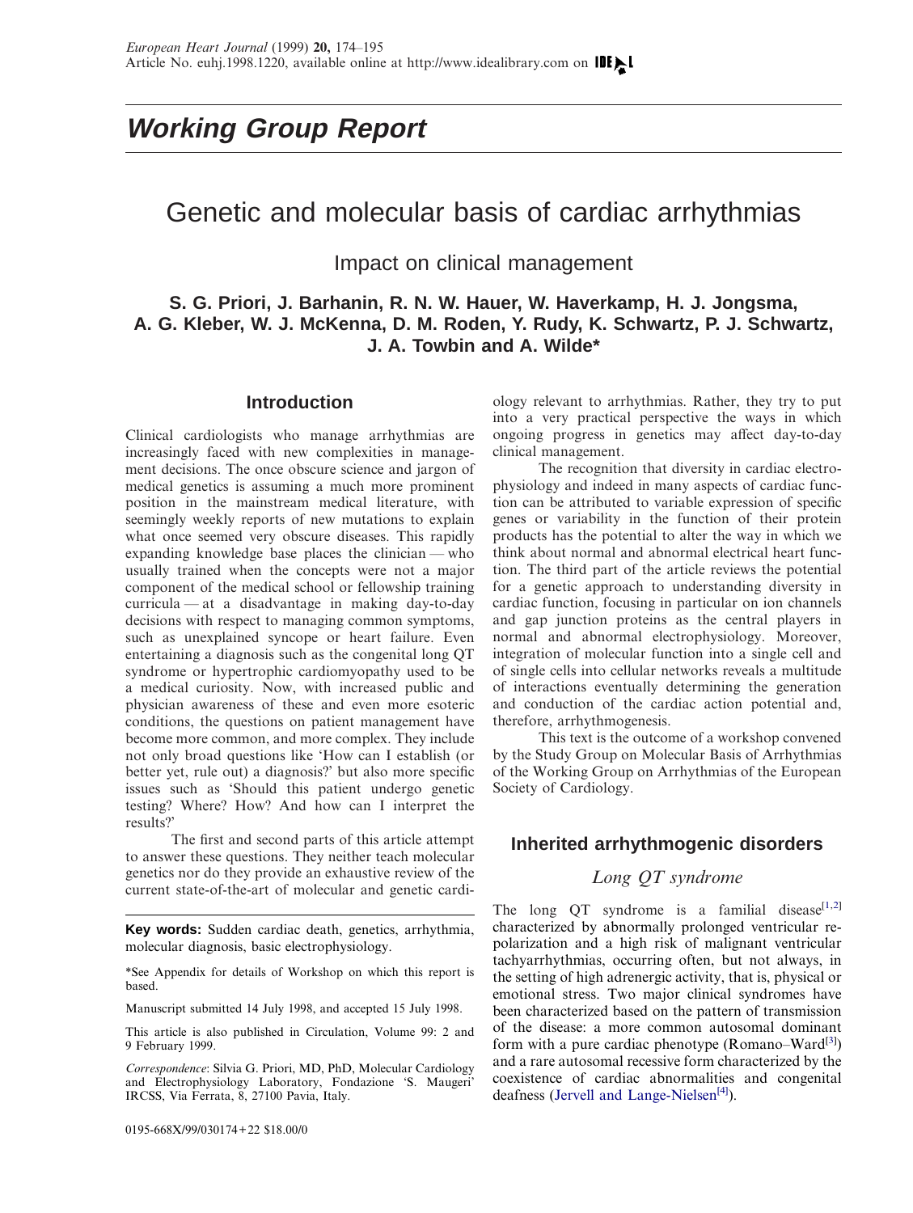## Working Group Report

# Genetic and molecular basis of cardiac arrhythmias

## Impact on clinical management

**S. G. Priori, J. Barhanin, R. N. W. Hauer, W. Haverkamp, H. J. Jongsma, A. G. Kleber, W. J. McKenna, D. M. Roden, Y. Rudy, K. Schwartz, P. J. Schwartz, J. A. Towbin and A. Wilde***

## Introduction

Clinical cardiologists who manage arrhythmias are increasingly faced with new complexities in management decisions. The once obscure science and jargon of medical genetics is assuming a much more prominent position in the mainstream medical literature, with seemingly weekly reports of new mutations to explain what once seemed very obscure diseases. This rapidly expanding knowledge base places the clinician — who usually trained when the concepts were not a major component of the medical school or fellowship training curricula — at a disadvantage in making day-to-day decisions with respect to managing common symptoms, such as unexplained syncope or heart failure. Even entertaining a diagnosis such as the congenital long QT syndrome or hypertrophic cardiomyopathy used to be a medical curiosity. Now, with increased public and physician awareness of these and even more esoteric conditions, the questions on patient management have become more common, and more complex. They include not only broad questions like 'How can I establish (or better yet, rule out) a diagnosis?' but also more specific issues such as 'Should this patient undergo genetic testing? Where? How? And how can I interpret the results?'

The first and second parts of this article attempt to answer these questions. They neither teach molecular genetics nor do they provide an exhaustive review of the current state-of-the-art of molecular and genetic cardiology relevant to arrhythmias. Rather, they try to put into a very practical perspective the ways in which ongoing progress in genetics may affect day-to-day clinical management.

The recognition that diversity in cardiac electrophysiology and indeed in many aspects of cardiac function can be attributed to variable expression of specific genes or variability in the function of their protein products has the potential to alter the way in which we think about normal and abnormal electrical heart function. The third part of the article reviews the potential for a genetic approach to understanding diversity in cardiac function, focusing in particular on ion channels and gap junction proteins as the central players in normal and abnormal electrophysiology. Moreover, integration of molecular function into a single cell and of single cells into cellular networks reveals a multitude of interactions eventually determining the generation and conduction of the cardiac action potential and, therefore, arrhythmogenesis.

This text is the outcome of a workshop convened by the Study Group on Molecular Basis of Arrhythmias of the Working Group on Arrhythmias of the European Society of Cardiology.

**Key words:** Sudden cardiac death, genetics, arrhythmia, molecular diagnosis, basic electrophysiology.

*See Appendix for details of Workshop on which this report is based.

Manuscript submitted 14 July 1998, and accepted 15 July 1998.

This article is also published in Circulation, Volume 99: 2 and 9 February 1999.

*Correspondence*: Silvia G. Priori, MD, PhD, Molecular Cardiology and Electrophysiology Laboratory, Fondazione 'S. Maugeri' IRCSS, Via Ferrata, 8, 27100 Pavia, Italy.

## Inherited arrhythmogenic disorders

### *Long QT syndrome*

The long QT syndrome is a familial disease[1,2] characterized by abnormally prolonged ventricular repolarization and a high risk of malignant ventricular tachyarrhythmias, occurring often, but not always, in the setting of high adrenergic activity, that is, physical or emotional stress. Two major clinical syndromes have been characterized based on the pattern of transmission of the disease: a more common autosomal dominant form with a pure cardiac phenotype (Romano–Ward[3]) and a rare autosomal recessive form characterized by the coexistence of cardiac abnormalities and congenital deafness (Jervell and Lange-Nielsen[4]).

0195-668X/99/030174+22 $18.00/0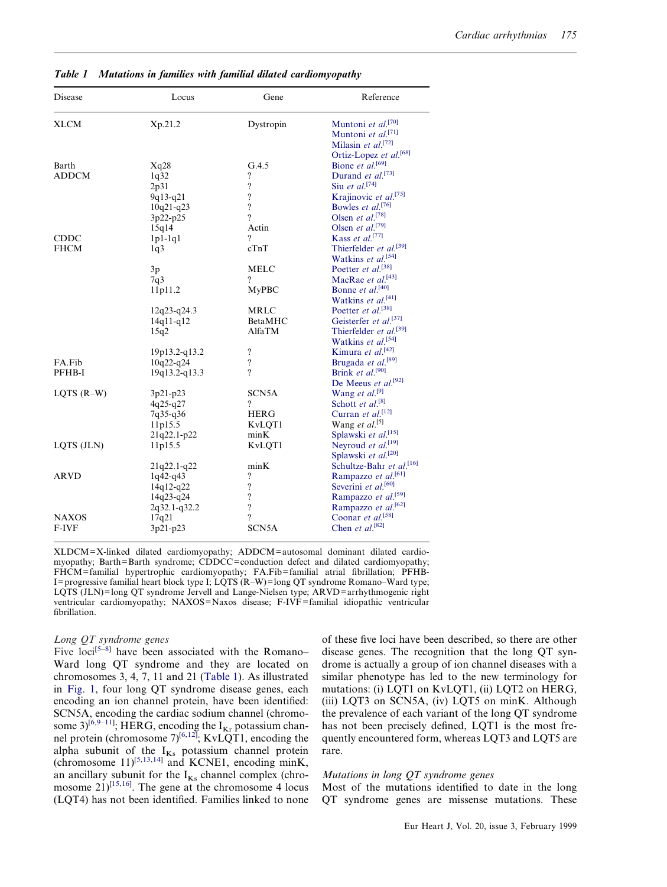**Table 1 Mutations in families with familial dilated cardiomyopathy**

| Disease | Locus | Gene | Reference |
|---|---|---|---|
| XLCM | Xp.21.2 | Dystropin | Muntoni *et al.*[70] |
| | | | Muntoni *et al.*[71] |
| | | | Milasin *et al.*[72] |
| | | | Ortiz-Lopez *et al.*[68] |
| Barth | Xq28 | G.4.5 | Bione *et al.*[69] |
| ADDCM | 1q32 | ? | Durand *et al.*[73] |
| | 2p31 | ? | Siu *et al.*[74] |
| | 9q13-q21 | ? | Krajinovic *et al.*[75] |
| | 10q21-q23 | ? | Bowles *et al.*[76] |
| | 3p22-p25 | ? | Olsen *et al.*[78] |
| | 15q14 | Actin | Olsen *et al.*[79] |
| CDDC | 1p1-1q1 | ? | Kass *et al.*[77] |
| FHCM | 1q3 | cTnT | Thierfelder *et al.*[39] |
| | | | Watkins *et al.*[54] |
| | 3p | MELC | Poetter *et al.*[38] |
| | 7q3 | ? | MacRae *et al.*[43] |
| | 11p11.2 | MyPBC | Bonne *et al.*[40] |
| | | | Watkins *et al.*[41] |
| | 12q23-q24.3 | MRLC | Poetter *et al.*[38] |
| | 14q11-q12 | BetaMHC | Geisterfer *et al.*[37] |
| | 15q2 | AlfaTM | Thierfelder *et al.*[39] |
| | | | Watkins *et al.*[54] |
| | 19p13.2-q13.2 | ? | Kimura *et al.*[42] |
| FA.Fib | 10q22-q24 | ? | Brugada *et al.*[89] |
| PFHB-I | 19q13.2-q13.3 | ? | Brink *et al.*[90] |
| | | | De Meeus *et al.*[92] |
| LQTS (R–W) | 3p21-p23 | SCN5A | Wang *et al.*[9] |
| | 4q25-q27 | ? | Schott *et al.*[8] |
| | 7q35-q36 | HERG | Curran *et al.*[12] |
| | 11p15.5 | KvLQT1 | Wang *et al.*[5] |
| | 21q22.1-p22 | minK | Splawski *et al.*[15] |
| LQTS (JLN) | 11p15.5 | KvLQT1 | Neyroud *et al.*[19] |
| | | | Splawski *et al.*[20] |
| | 21q22.1-q22 | minK | Schultze-Bahr *et al.*[16] |
| ARVD | 1q42-q43 | ? | Rampazzo *et al.*[61] |
| | 14q12-q22 | ? | Severini *et al.*[60] |
| | 14q23-q24 | ? | Rampazzo *et al.*[59] |
| | 2q32.1-q32.2 | ? | Rampazzo *et al.*[62] |
| NAXOS | 17q21 | ? | Coonar *et al.*[58] |
| F-IVF | 3p21-p23 | SCN5A | Chen *et al.*[82] |

XLDCM=X-linked dilated cardiomyopathy; ADDCM=autosomal dominant dilated cardiomyopathy; Barth=Barth syndrome; CDDCC=conduction defect and dilated cardiomyopathy; FHCM=familial hypertrophic cardiomyopathy; FA.Fib=familial atrial fibrillation; PFHB-I=progressive familial heart block type I; LQTS (R–W)=long QT syndrome Romano–Ward type; LQTS (JLN)=long QT syndrome Jervell and Lange-Nielsen type; ARVD=arrhythmogenic right ventricular cardiomyopathy; NAXOS=Naxos disease; F-IVF=familial idiopathic ventricular fibrillation.

*Long QT syndrome genes*

Five loci[5–8] have been associated with the Romano–Ward long QT syndrome and they are located on chromosomes 3, 4, 7, 11 and 21 (Table 1). As illustrated in Fig. 1, four long QT syndrome disease genes, each encoding an ion channel protein, have been identified: SCN5A, encoding the cardiac sodium channel (chromosome 3)[6,9–11]; HERG, encoding the $I_{Kr}$ potassium channel protein (chromosome 7)[6,12]; KvLQT1, encoding the alpha subunit of the $I_{Ks}$ potassium channel protein (chromosome 11)[5,13,14] and KCNE1, encoding minK, an ancillary subunit for the $I_{Ks}$ channel complex (chromosome 21)[15,16]. The gene at the chromosome 4 locus (LQT4) has not been identified. Families linked to none of these five loci have been described, so there are other disease genes. The recognition that the long QT syndrome is actually a group of ion channel diseases with a similar phenotype has led to the new terminology for mutations: (i) LQT1 on KvLQT1, (ii) LQT2 on HERG, (iii) LQT3 on SCN5A, (iv) LQT5 on minK. Although the prevalence of each variant of the long QT syndrome has not been precisely defined, LQT1 is the most frequently encountered form, whereas LQT3 and LQT5 are rare.

*Mutations in long QT syndrome genes*

Most of the mutations identified to date in the long QT syndrome genes are missense mutations. These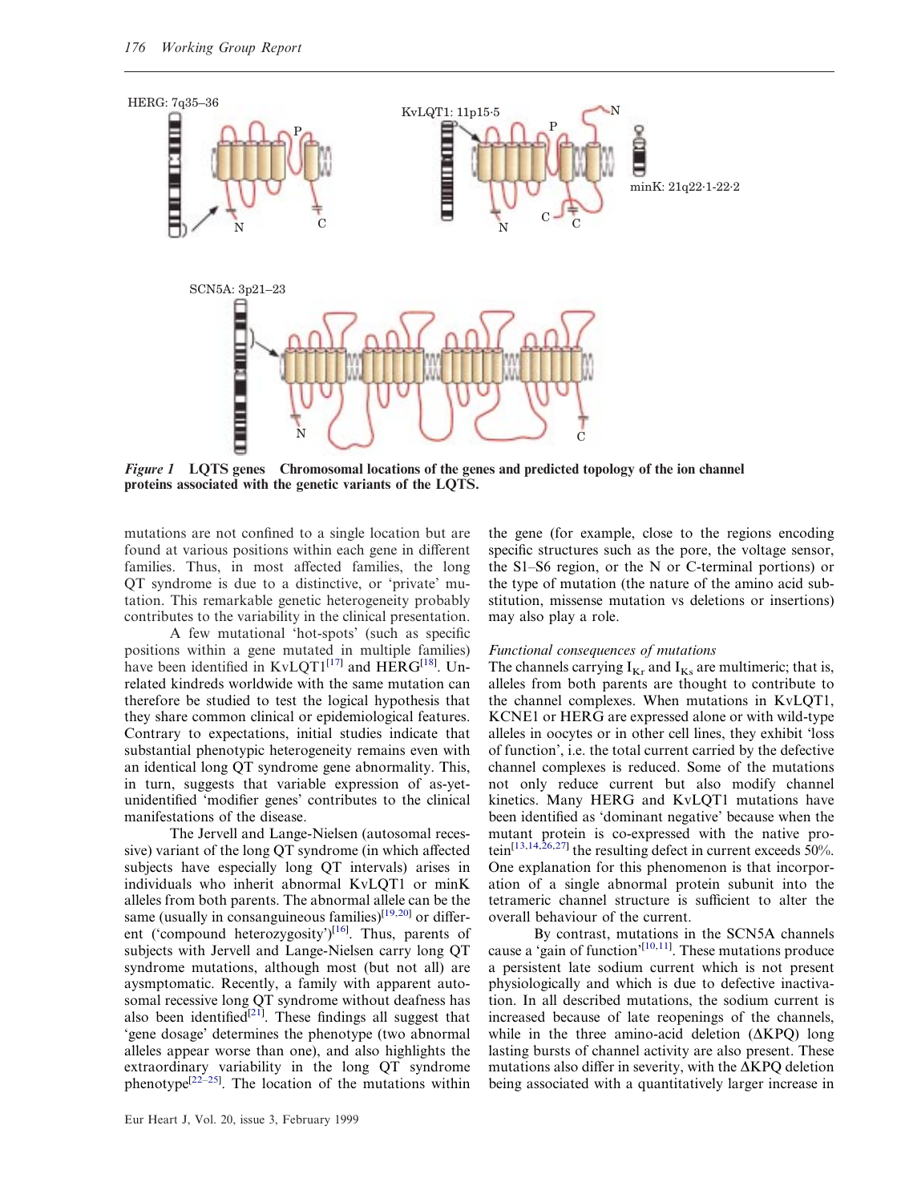*Figure 1* **LQTS genes Chromosomal locations of the genes and predicted topology of the ion channel proteins associated with the genetic variants of the LQTS.**

mutations are not confined to a single location but are found at various positions within each gene in different families. Thus, in most affected families, the long QT syndrome is due to a distinctive, or 'private' mutation. This remarkable genetic heterogeneity probably contributes to the variability in the clinical presentation.

A few mutational 'hot-spots' (such as specific positions within a gene mutated in multiple families) have been identified in KvLQT1[17] and HERG[18]. Unrelated kindreds worldwide with the same mutation can therefore be studied to test the logical hypothesis that they share common clinical or epidemiological features. Contrary to expectations, initial studies indicate that substantial phenotypic heterogeneity remains even with an identical long QT syndrome gene abnormality. This, in turn, suggests that variable expression of as-yet-unidentified 'modifier genes' contributes to the clinical manifestations of the disease.

The Jervell and Lange-Nielsen (autosomal recessive) variant of the long QT syndrome (in which affected subjects have especially long QT intervals) arises in individuals who inherit abnormal KvLQT1 or minK alleles from both parents. The abnormal allele can be the same (usually in consanguineous families)[19,20] or different ('compound heterozygosity')[16]. Thus, parents of subjects with Jervell and Lange-Nielsen carry long QT syndrome mutations, although most (but not all) are aysmptomatic. Recently, a family with apparent autosomal recessive long QT syndrome without deafness has also been identified[21]. These findings all suggest that 'gene dosage' determines the phenotype (two abnormal alleles appear worse than one), and also highlights the extraordinary variability in the long QT syndrome phenotype[22–25]. The location of the mutations within the gene (for example, close to the regions encoding specific structures such as the pore, the voltage sensor, the S1–S6 region, or the N or C-terminal portions) or the type of mutation (the nature of the amino acid substitution, missense mutation vs deletions or insertions) may also play a role.

*Functional consequences of mutations*

The channels carrying $I_{Kr}$ and $I_{Ks}$ are multimeric; that is, alleles from both parents are thought to contribute to the channel complexes. When mutations in KvLQT1, KCNE1 or HERG are expressed alone or with wild-type alleles in oocytes or in other cell lines, they exhibit 'loss of function', i.e. the total current carried by the defective channel complexes is reduced. Some of the mutations not only reduce current but also modify channel kinetics. Many HERG and KvLQT1 mutations have been identified as 'dominant negative' because when the mutant protein is co-expressed with the native protein[13,14,26,27] the resulting defect in current exceeds 50%. One explanation for this phenomenon is that incorporation of a single abnormal protein subunit into the tetrameric channel structure is sufficient to alter the overall behaviour of the current.

By contrast, mutations in the SCN5A channels cause a 'gain of function'[10,11]. These mutations produce a persistent late sodium current which is not present physiologically and which is due to defective inactivation. In all described mutations, the sodium current is increased because of late reopenings of the channels, while in the three amino-acid deletion (ΔKPQ) long lasting bursts of channel activity are also present. These mutations also differ in severity, with the ΔKPQ deletion being associated with a quantitatively larger increase in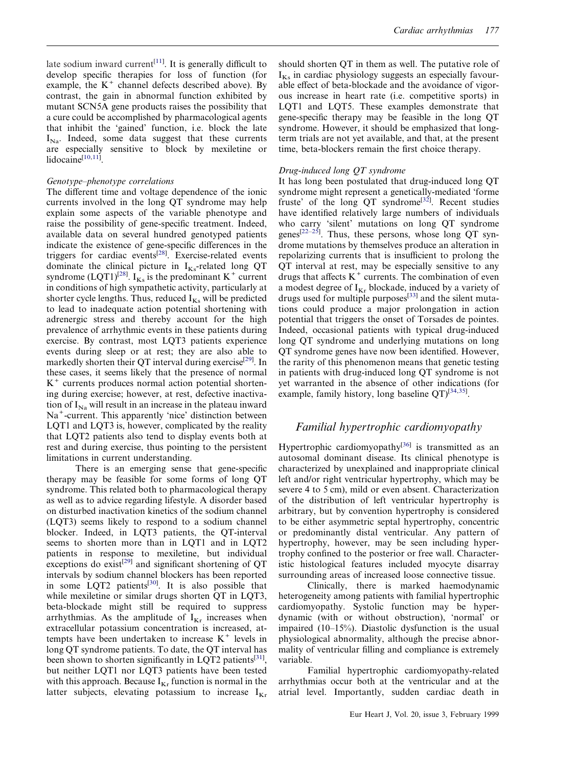late sodium inward current[11]. It is generally difficult to develop specific therapies for loss of function (for example, the $K^+$ channel defects described above). By contrast, the gain in abnormal function exhibited by mutant SCN5A gene products raises the possibility that a cure could be accomplished by pharmacological agents that inhibit the 'gained' function, i.e. block the late $I_{Na}$. Indeed, some data suggest that these currents are especially sensitive to block by mexiletine or lidocaine[10,11].

*Genotype–phenotype correlations*

The different time and voltage dependence of the ionic currents involved in the long QT syndrome may help explain some aspects of the variable phenotype and raise the possibility of gene-specific treatment. Indeed, available data on several hundred genotyped patients indicate the existence of gene-specific differences in the triggers for cardiac events[28]. Exercise-related events dominate the clinical picture in $I_{Ks}$-related long QT syndrome (LQT1)[28]. $I_{Ks}$ is the predominant $K^+$ current in conditions of high sympathetic activity, particularly at shorter cycle lengths. Thus, reduced $I_{Ks}$ will be predicted to lead to inadequate action potential shortening with adrenergic stress and thereby account for the high prevalence of arrhythmic events in these patients during exercise. By contrast, most LQT3 patients experience events during sleep or at rest; they are also able to markedly shorten their QT interval during exercise[29]. In these cases, it seems likely that the presence of normal $K^+$ currents produces normal action potential shortening during exercise; however, at rest, defective inactivation of $I_{Na}$ will result in an increase in the plateau inward $Na^+$-current. This apparently 'nice' distinction between LQT1 and LQT3 is, however, complicated by the reality that LQT2 patients also tend to display events both at rest and during exercise, thus pointing to the persistent limitations in current understanding.

There is an emerging sense that gene-specific therapy may be feasible for some forms of long QT syndrome. This related both to pharmacological therapy as well as to advice regarding lifestyle. A disorder based on disturbed inactivation kinetics of the sodium channel (LQT3) seems likely to respond to a sodium channel blocker. Indeed, in LQT3 patients, the QT-interval seems to shorten more than in LQT1 and in LQT2 patients in response to mexiletine, but individual exceptions do exist[29] and significant shortening of QT intervals by sodium channel blockers has been reported in some LQT2 patients[30]. It is also possible that while mexiletine or similar drugs shorten QT in LQT3, beta-blockade might still be required to suppress arrhythmias. As the amplitude of $I_{Kr}$ increases when extracellular potassium concentration is increased, attempts have been undertaken to increase $K^+$ levels in long QT syndrome patients. To date, the QT interval has been shown to shorten significantly in LQT2 patients[31], but neither LQT1 nor LQT3 patients have been tested with this approach. Because $I_{Kr}$ function is normal in the latter subjects, elevating potassium to increase $I_{Kr}$ should shorten QT in them as well. The putative role of $I_{Ks}$ in cardiac physiology suggests an especially favourable effect of beta-blockade and the avoidance of vigorous increase in heart rate (i.e. competitive sports) in LQT1 and LQT5. These examples demonstrate that gene-specific therapy may be feasible in the long QT syndrome. However, it should be emphasized that long-term trials are not yet available, and that, at the present time, beta-blockers remain the first choice therapy.

*Drug-induced long QT syndrome*

It has long been postulated that drug-induced long QT syndrome might represent a genetically-mediated 'forme fruste' of the long QT syndrome[32]. Recent studies have identified relatively large numbers of individuals who carry 'silent' mutations on long QT syndrome genes[22–25]. Thus, these persons, whose long QT syndrome mutations by themselves produce an alteration in repolarizing currents that is insufficient to prolong the QT interval at rest, may be especially sensitive to any drugs that affects $K^+$ currents. The combination of even a modest degree of $I_{Kr}$ blockade, induced by a variety of drugs used for multiple purposes[33] and the silent mutations could produce a major prolongation in action potential that triggers the onset of Torsades de pointes. Indeed, occasional patients with typical drug-induced long QT syndrome and underlying mutations on long QT syndrome genes have now been identified. However, the rarity of this phenomenon means that genetic testing in patients with drug-induced long QT syndrome is not yet warranted in the absence of other indications (for example, family history, long baseline QT)[34,35].

## Familial hypertrophic cardiomyopathy

Hypertrophic cardiomyopathy[36] is transmitted as an autosomal dominant disease. Its clinical phenotype is characterized by unexplained and inappropriate clinical left and/or right ventricular hypertrophy, which may be severe 4 to 5 cm), mild or even absent. Characterization of the distribution of left ventricular hypertrophy is arbitrary, but by convention hypertrophy is considered to be either asymmetric septal hypertrophy, concentric or predominantly distal ventricular. Any pattern of hypertrophy, however, may be seen including hypertrophy confined to the posterior or free wall. Characteristic histological features included myocyte disarray surrounding areas of increased loose connective tissue.

Clinically, there is marked haemodynamic heterogeneity among patients with familial hypertrophic cardiomyopathy. Systolic function may be hyperdynamic (with or without obstruction), 'normal' or impaired (10–15%). Diastolic dysfunction is the usual physiological abnormality, although the precise abnormality of ventricular filling and compliance is extremely variable.

Familial hypertrophic cardiomyopathy-related arrhythmias occur both at the ventricular and at the atrial level. Importantly, sudden cardiac death in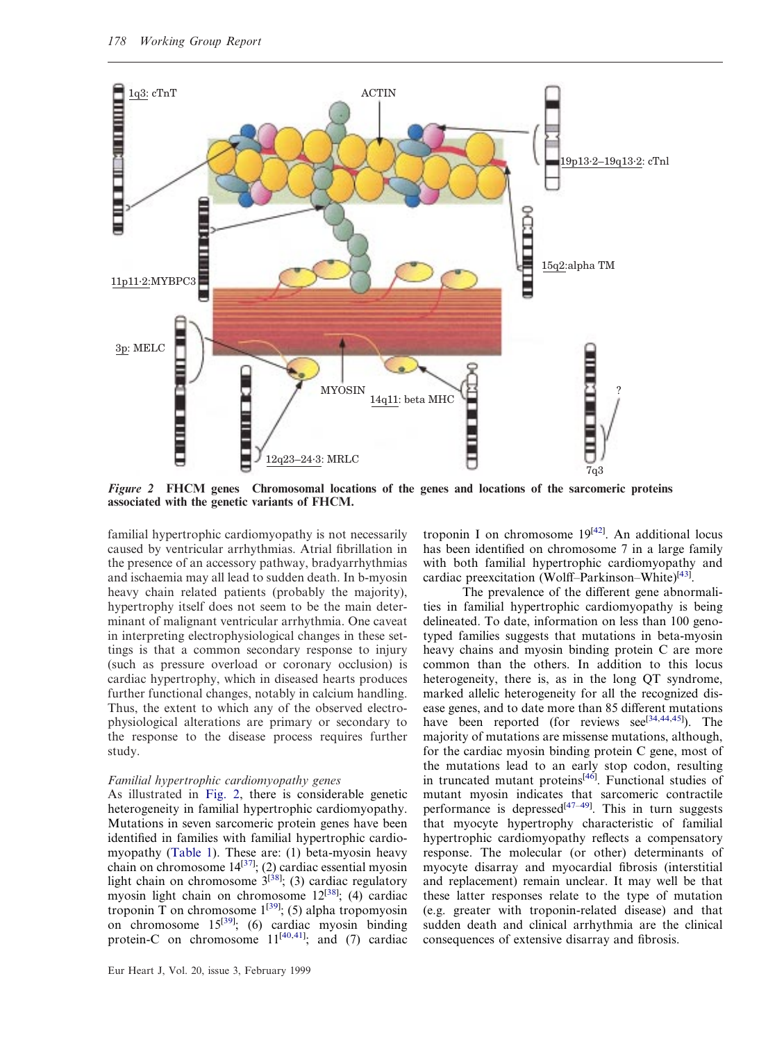*Figure 2* **FHCM genes Chromosomal locations of the genes and locations of the sarcomeric proteins associated with the genetic variants of FHCM.**

familial hypertrophic cardiomyopathy is not necessarily caused by ventricular arrhythmias. Atrial fibrillation in the presence of an accessory pathway, bradyarrhythmias and ischaemia may all lead to sudden death. In b-myosin heavy chain related patients (probably the majority), hypertrophy itself does not seem to be the main determinant of malignant ventricular arrhythmia. One caveat in interpreting electrophysiological changes in these settings is that a common secondary response to injury (such as pressure overload or coronary occlusion) is cardiac hypertrophy, which in diseased hearts produces further functional changes, notably in calcium handling. Thus, the extent to which any of the observed electrophysiological alterations are primary or secondary to the response to the disease process requires further study.

*Familial hypertrophic cardiomyopathy genes*

As illustrated in Fig. 2, there is considerable genetic heterogeneity in familial hypertrophic cardiomyopathy. Mutations in seven sarcomeric protein genes have been identified in families with familial hypertrophic cardiomyopathy (Table 1). These are: (1) beta-myosin heavy chain on chromosome 14[37]; (2) cardiac essential myosin light chain on chromosome 3[38]; (3) cardiac regulatory myosin light chain on chromosome 12[38]; (4) cardiac troponin T on chromosome 1[39]; (5) alpha tropomyosin on chromosome 15[39]; (6) cardiac myosin binding protein-C on chromosome 11[40,41]; and (7) cardiac troponin I on chromosome 19[42]. An additional locus has been identified on chromosome 7 in a large family with both familial hypertrophic cardiomyopathy and cardiac preexcitation (Wolff–Parkinson–White)[43].

The prevalence of the different gene abnormalities in familial hypertrophic cardiomyopathy is being delineated. To date, information on less than 100 genotyped families suggests that mutations in beta-myosin heavy chains and myosin binding protein C are more common than the others. In addition to this locus heterogeneity, there is, as in the long QT syndrome, marked allelic heterogeneity for all the recognized disease genes, and to date more than 85 different mutations have been reported (for reviews see[34,44,45]). The majority of mutations are missense mutations, although, for the cardiac myosin binding protein C gene, most of the mutations lead to an early stop codon, resulting in truncated mutant proteins[46]. Functional studies of mutant myosin indicates that sarcomeric contractile performance is depressed[47–49]. This in turn suggests that myocyte hypertrophy characteristic of familial hypertrophic cardiomyopathy reflects a compensatory response. The molecular (or other) determinants of myocyte disarray and myocardial fibrosis (interstitial and replacement) remain unclear. It may well be that these latter responses relate to the type of mutation (e.g. greater with troponin-related disease) and that sudden death and clinical arrhythmia are the clinical consequences of extensive disarray and fibrosis.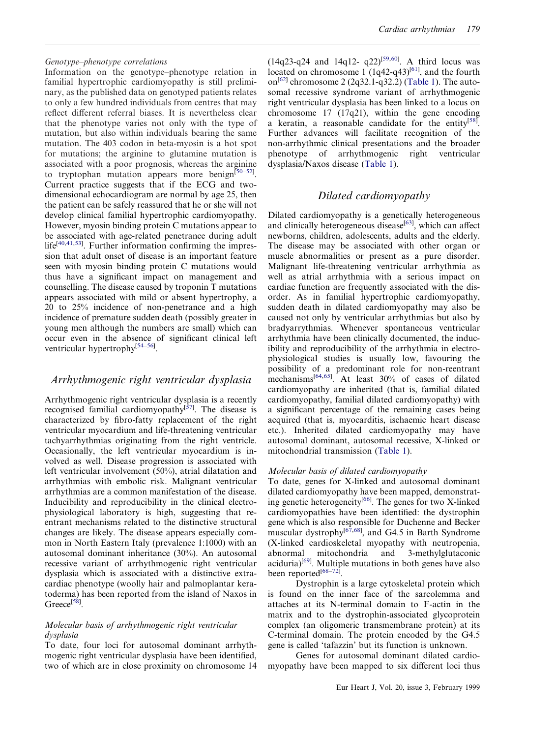### Genotype–phenotype correlations

Information on the genotype–phenotype relation in familial hypertrophic cardiomyopathy is still preliminary, as the published data on genotyped patients relates to only a few hundred individuals from centres that may reflect different referral biases. It is nevertheless clear that the phenotype varies not only with the type of mutation, but also within individuals bearing the same mutation. The 403 codon in beta-myosin is a hot spot for mutations; the arginine to glutamine mutation is associated with a poor prognosis, whereas the arginine to tryptophan mutation appears more benign[50–52]. Current practice suggests that if the ECG and two-dimensional echocardiogram are normal by age 25, then the patient can be safely reassured that he or she will not develop clinical familial hypertrophic cardiomyopathy. However, myosin binding protein C mutations appear to be associated with age-related penetrance during adult life[40,41,53]. Further information confirming the impression that adult onset of disease is an important feature seen with myosin binding protein C mutations would thus have a significant impact on management and counselling. The disease caused by troponin T mutations appears associated with mild or absent hypertrophy, a 20 to 25% incidence of non-penetrance and a high incidence of premature sudden death (possibly greater in young men although the numbers are small) which can occur even in the absence of significant clinical left ventricular hypertrophy[54–56].

## Arrhythmogenic right ventricular dysplasia

Arrhythmogenic right ventricular dysplasia is a recently recognised familial cardiomyopathy[57]. The disease is characterized by fibro-fatty replacement of the right ventricular myocardium and life-threatening ventricular tachyarrhythmias originating from the right ventricle. Occasionally, the left ventricular myocardium is involved as well. Disease progression is associated with left ventricular involvement (50%), atrial dilatation and arrhythmias with embolic risk. Malignant ventricular arrhythmias are a common manifestation of the disease. Inducibility and reproducibility in the clinical electrophysiological laboratory is high, suggesting that re-entrant mechanisms related to the distinctive structural changes are likely. The disease appears especially common in North Eastern Italy (prevalence 1:1000) with an autosomal dominant inheritance (30%). An autosomal recessive variant of arrhythmogenic right ventricular dysplasia which is associated with a distinctive extra-cardiac phenotype (woolly hair and palmoplantar keratoderma) has been reported from the island of Naxos in Greece[58].

### Molecular basis of arrhythmogenic right ventricular dysplasia

To date, four loci for autosomal dominant arrhythmogenic right ventricular dysplasia have been identified, two of which are in close proximity on chromosome 14 (14q23-q24 and 14q12- q22)[59,60]. A third locus was located on chromosome 1 (1q42-q43)[61], and the fourth on[62] chromosome 2 (2q32.1-q32.2) (Table 1). The autosomal recessive syndrome variant of arrhythmogenic right ventricular dysplasia has been linked to a locus on chromosome 17 (17q21), within the gene encoding a keratin, a reasonable candidate for the entity[58]. Further advances will facilitate recognition of the non-arrhythmic clinical presentations and the broader phenotype of arrhythmogenic right ventricular dysplasia/Naxos disease (Table 1).

## Dilated cardiomyopathy

Dilated cardiomyopathy is a genetically heterogeneous and clinically heterogeneous disease[63], which can affect newborns, children, adolescents, adults and the elderly. The disease may be associated with other organ or muscle abnormalities or present as a pure disorder. Malignant life-threatening ventricular arrhythmia as well as atrial arrhythmia with a serious impact on cardiac function are frequently associated with the disorder. As in familial hypertrophic cardiomyopathy, sudden death in dilated cardiomyopathy may also be caused not only by ventricular arrhythmias but also by bradyarrythmias. Whenever spontaneous ventricular arrhythmia have been clinically documented, the inducibility and reproducibility of the arrhythmia in electrophysiological studies is usually low, favouring the possibility of a predominant role for non-reentrant mechanisms[64,65]. At least 30% of cases of dilated cardiomyopathy are inherited (that is, familial dilated cardiomyopathy, familial dilated cardiomyopathy) with a significant percentage of the remaining cases being acquired (that is, myocarditis, ischaemic heart disease etc.). Inherited dilated cardiomyopathy may have autosomal dominant, autosomal recessive, X-linked or mitochondrial transmission (Table 1).

### Molecular basis of dilated cardiomyopathy

To date, genes for X-linked and autosomal dominant dilated cardiomyopathy have been mapped, demonstrating genetic heterogeneity[66]. The genes for two X-linked cardiomyopathies have been identified: the dystrophin gene which is also responsible for Duchenne and Becker muscular dystrophy[67,68], and G4.5 in Barth Syndrome (X-linked cardioskeletal myopathy with neutropenia, abnormal mitochondria and 3-methylglutaconic aciduria)[69]. Multiple mutations in both genes have also been reported[68–72].

Dystrophin is a large cytoskeletal protein which is found on the inner face of the sarcolemma and attaches at its N-terminal domain to F-actin in the matrix and to the dystrophin-associated glycoprotein complex (an oligomeric transmembrane protein) at its C-terminal domain. The protein encoded by the G4.5 gene is called 'tafazzin' but its function is unknown.

Genes for autosomal dominant dilated cardiomyopathy have been mapped to six different loci thus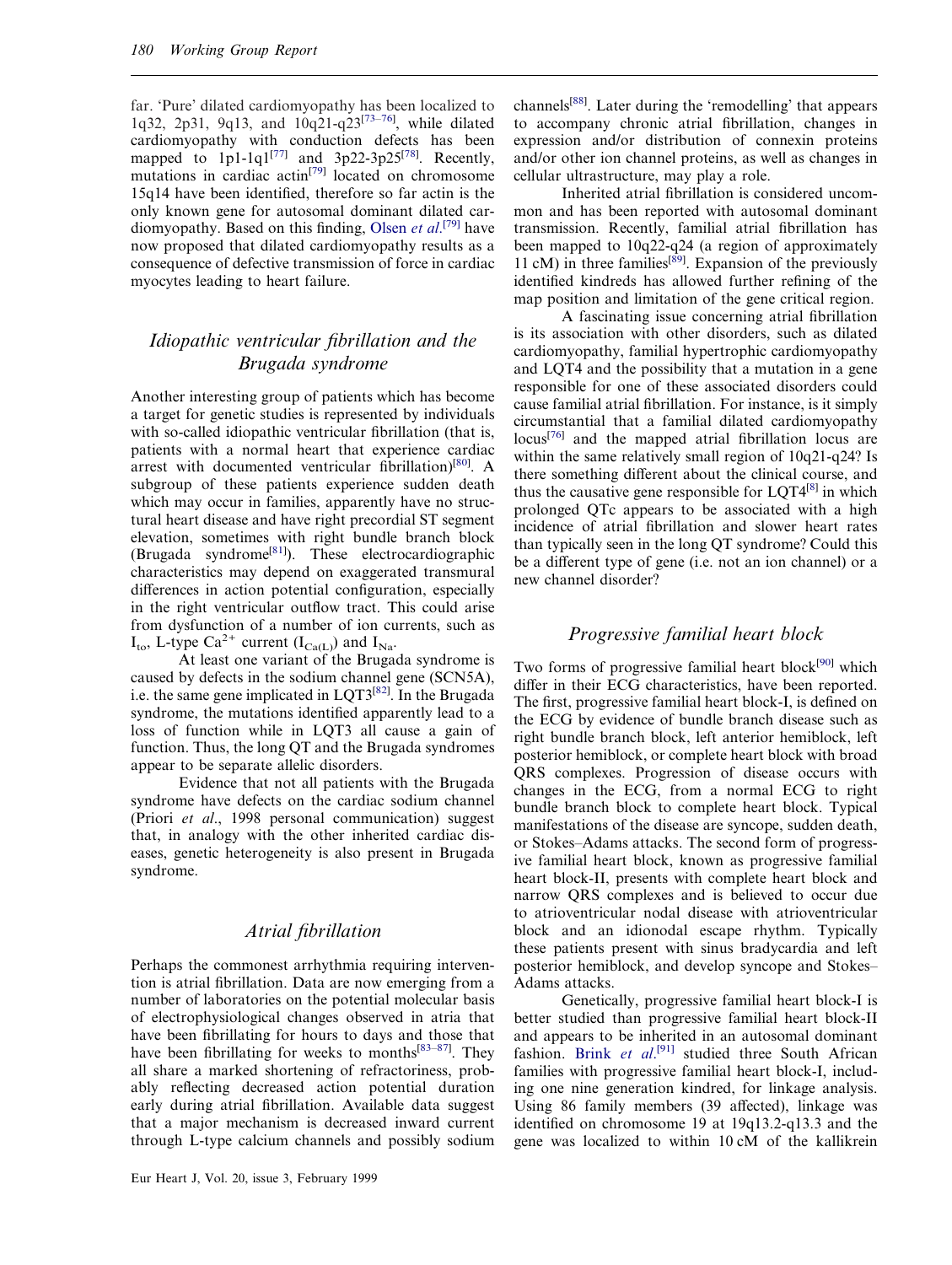far. 'Pure' dilated cardiomyopathy has been localized to 1q32, 2p31, 9q13, and 10q21-q23[73–76], while dilated cardiomyopathy with conduction defects has been mapped to 1p1-1q1[77] and 3p22-3p25[78]. Recently, mutations in cardiac actin[79] located on chromosome 15q14 have been identified, therefore so far actin is the only known gene for autosomal dominant dilated cardiomyopathy. Based on this finding, Olsen *et al*.[79] have now proposed that dilated cardiomyopathy results as a consequence of defective transmission of force in cardiac myocytes leading to heart failure.

## *Idiopathic ventricular fibrillation and the Brugada syndrome*

Another interesting group of patients which has become a target for genetic studies is represented by individuals with so-called idiopathic ventricular fibrillation (that is, patients with a normal heart that experience cardiac arrest with documented ventricular fibrillation)[80]. A subgroup of these patients experience sudden death which may occur in families, apparently have no structural heart disease and have right precordial ST segment elevation, sometimes with right bundle branch block (Brugada syndrome[81]). These electrocardiographic characteristics may depend on exaggerated transmural differences in action potential configuration, especially in the right ventricular outflow tract. This could arise from dysfunction of a number of ion currents, such as $I_{to}$, L-type $Ca^{2+}$ current ($I_{Ca(L)}$) and $I_{Na}$.

At least one variant of the Brugada syndrome is caused by defects in the sodium channel gene (SCN5A), i.e. the same gene implicated in LQT3[82]. In the Brugada syndrome, the mutations identified apparently lead to a loss of function while in LQT3 all cause a gain of function. Thus, the long QT and the Brugada syndromes appear to be separate allelic disorders.

Evidence that not all patients with the Brugada syndrome have defects on the cardiac sodium channel (Priori *et al*., 1998 personal communication) suggest that, in analogy with the other inherited cardiac diseases, genetic heterogeneity is also present in Brugada syndrome.

## *Atrial fibrillation*

Perhaps the commonest arrhythmia requiring intervention is atrial fibrillation. Data are now emerging from a number of laboratories on the potential molecular basis of electrophysiological changes observed in atria that have been fibrillating for hours to days and those that have been fibrillating for weeks to months[83–87]. They all share a marked shortening of refractoriness, probably reflecting decreased action potential duration early during atrial fibrillation. Available data suggest that a major mechanism is decreased inward current through L-type calcium channels and possibly sodium channels[88]. Later during the 'remodelling' that appears to accompany chronic atrial fibrillation, changes in expression and/or distribution of connexin proteins and/or other ion channel proteins, as well as changes in cellular ultrastructure, may play a role.

Inherited atrial fibrillation is considered uncommon and has been reported with autosomal dominant transmission. Recently, familial atrial fibrillation has been mapped to 10q22-q24 (a region of approximately 11 cM) in three families[89]. Expansion of the previously identified kindreds has allowed further refining of the map position and limitation of the gene critical region.

A fascinating issue concerning atrial fibrillation is its association with other disorders, such as dilated cardiomyopathy, familial hypertrophic cardiomyopathy and LQT4 and the possibility that a mutation in a gene responsible for one of these associated disorders could cause familial atrial fibrillation. For instance, is it simply circumstantial that a familial dilated cardiomyopathy locus[76] and the mapped atrial fibrillation locus are within the same relatively small region of 10q21-q24? Is there something different about the clinical course, and thus the causative gene responsible for LQT4[8] in which prolonged QTc appears to be associated with a high incidence of atrial fibrillation and slower heart rates than typically seen in the long QT syndrome? Could this be a different type of gene (i.e. not an ion channel) or a new channel disorder?

## *Progressive familial heart block*

Two forms of progressive familial heart block[90] which differ in their ECG characteristics, have been reported. The first, progressive familial heart block-I, is defined on the ECG by evidence of bundle branch disease such as right bundle branch block, left anterior hemiblock, left posterior hemiblock, or complete heart block with broad QRS complexes. Progression of disease occurs with changes in the ECG, from a normal ECG to right bundle branch block to complete heart block. Typical manifestations of the disease are syncope, sudden death, or Stokes–Adams attacks. The second form of progressive familial heart block, known as progressive familial heart block-II, presents with complete heart block and narrow QRS complexes and is believed to occur due to atrioventricular nodal disease with atrioventricular block and an idionodal escape rhythm. Typically these patients present with sinus bradycardia and left posterior hemiblock, and develop syncope and Stokes–Adams attacks.

Genetically, progressive familial heart block-I is better studied than progressive familial heart block-II and appears to be inherited in an autosomal dominant fashion. Brink *et al*.[91] studied three South African families with progressive familial heart block-I, including one nine generation kindred, for linkage analysis. Using 86 family members (39 affected), linkage was identified on chromosome 19 at 19q13.2-q13.3 and the gene was localized to within 10 cM of the kallikrein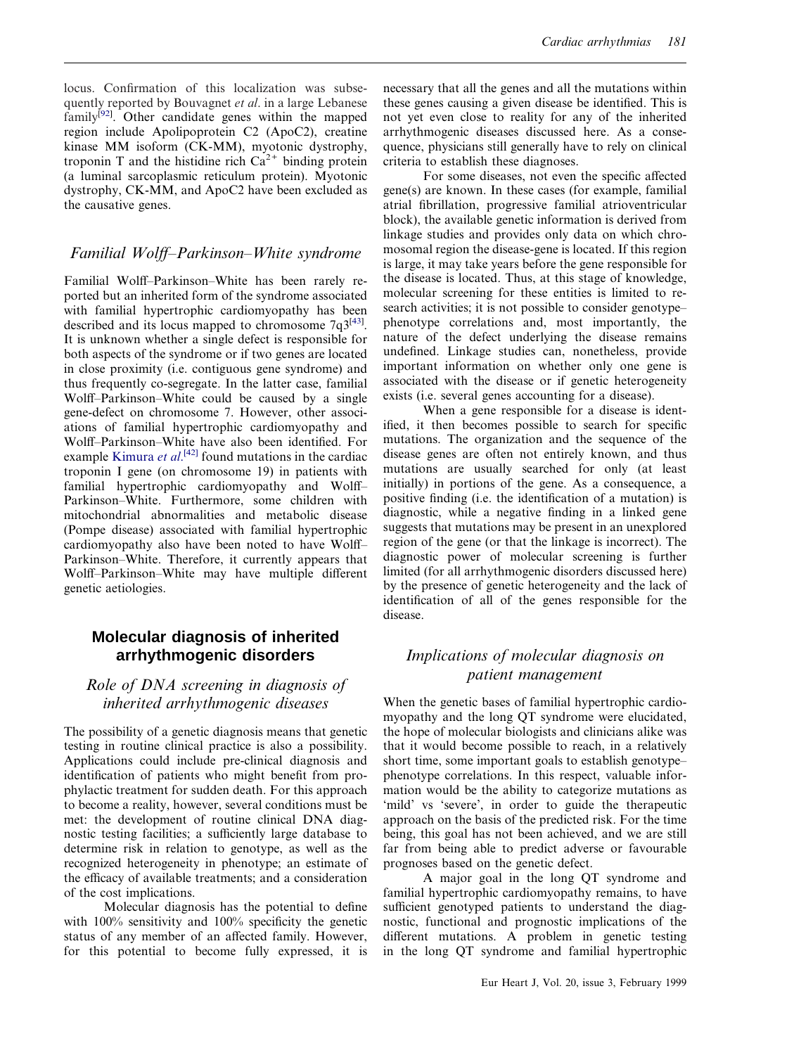locus. Confirmation of this localization was subsequently reported by Bouvagnet *et al*. in a large Lebanese family[92]. Other candidate genes within the mapped region include Apolipoprotein C2 (ApoC2), creatine kinase MM isoform (CK-MM), myotonic dystrophy, troponin T and the histidine rich $Ca^{2+}$ binding protein (a luminal sarcoplasmic reticulum protein). Myotonic dystrophy, CK-MM, and ApoC2 have been excluded as the causative genes.

### *Familial Wolff–Parkinson–White syndrome*

Familial Wolff–Parkinson–White has been rarely reported but an inherited form of the syndrome associated with familial hypertrophic cardiomyopathy has been described and its locus mapped to chromosome 7q3[43]. It is unknown whether a single defect is responsible for both aspects of the syndrome or if two genes are located in close proximity (i.e. contiguous gene syndrome) and thus frequently co-segregate. In the latter case, familial Wolff–Parkinson–White could be caused by a single gene-defect on chromosome 7. However, other associations of familial hypertrophic cardiomyopathy and Wolff–Parkinson–White have also been identified. For example Kimura *et al*.[42] found mutations in the cardiac troponin I gene (on chromosome 19) in patients with familial hypertrophic cardiomyopathy and Wolff–Parkinson–White. Furthermore, some children with mitochondrial abnormalities and metabolic disease (Pompe disease) associated with familial hypertrophic cardiomyopathy also have been noted to have Wolff–Parkinson–White. Therefore, it currently appears that Wolff–Parkinson–White may have multiple different genetic aetiologies.

## Molecular diagnosis of inherited arrhythmogenic disorders

### *Role of DNA screening in diagnosis of inherited arrhythmogenic diseases*

The possibility of a genetic diagnosis means that genetic testing in routine clinical practice is also a possibility. Applications could include pre-clinical diagnosis and identification of patients who might benefit from prophylactic treatment for sudden death. For this approach to become a reality, however, several conditions must be met: the development of routine clinical DNA diagnostic testing facilities; a sufficiently large database to determine risk in relation to genotype, as well as the recognized heterogeneity in phenotype; an estimate of the efficacy of available treatments; and a consideration of the cost implications.

Molecular diagnosis has the potential to define with 100% sensitivity and 100% specificity the genetic status of any member of an affected family. However, for this potential to become fully expressed, it is necessary that all the genes and all the mutations within these genes causing a given disease be identified. This is not yet even close to reality for any of the inherited arrhythmogenic diseases discussed here. As a consequence, physicians still generally have to rely on clinical criteria to establish these diagnoses.

For some diseases, not even the specific affected gene(s) are known. In these cases (for example, familial atrial fibrillation, progressive familial atrioventricular block), the available genetic information is derived from linkage studies and provides only data on which chromosomal region the disease-gene is located. If this region is large, it may take years before the gene responsible for the disease is located. Thus, at this stage of knowledge, molecular screening for these entities is limited to research activities; it is not possible to consider genotype–phenotype correlations and, most importantly, the nature of the defect underlying the disease remains undefined. Linkage studies can, nonetheless, provide important information on whether only one gene is associated with the disease or if genetic heterogeneity exists (i.e. several genes accounting for a disease).

When a gene responsible for a disease is identified, it then becomes possible to search for specific mutations. The organization and the sequence of the disease genes are often not entirely known, and thus mutations are usually searched for only (at least initially) in portions of the gene. As a consequence, a positive finding (i.e. the identification of a mutation) is diagnostic, while a negative finding in a linked gene suggests that mutations may be present in an unexplored region of the gene (or that the linkage is incorrect). The diagnostic power of molecular screening is further limited (for all arrhythmogenic disorders discussed here) by the presence of genetic heterogeneity and the lack of identification of all of the genes responsible for the disease.

### *Implications of molecular diagnosis on patient management*

When the genetic bases of familial hypertrophic cardiomyopathy and the long QT syndrome were elucidated, the hope of molecular biologists and clinicians alike was that it would become possible to reach, in a relatively short time, some important goals to establish genotype–phenotype correlations. In this respect, valuable information would be the ability to categorize mutations as 'mild' vs 'severe', in order to guide the therapeutic approach on the basis of the predicted risk. For the time being, this goal has not been achieved, and we are still far from being able to predict adverse or favourable prognoses based on the genetic defect.

A major goal in the long QT syndrome and familial hypertrophic cardiomyopathy remains, to have sufficient genotyped patients to understand the diagnostic, functional and prognostic implications of the different mutations. A problem in genetic testing in the long QT syndrome and familial hypertrophic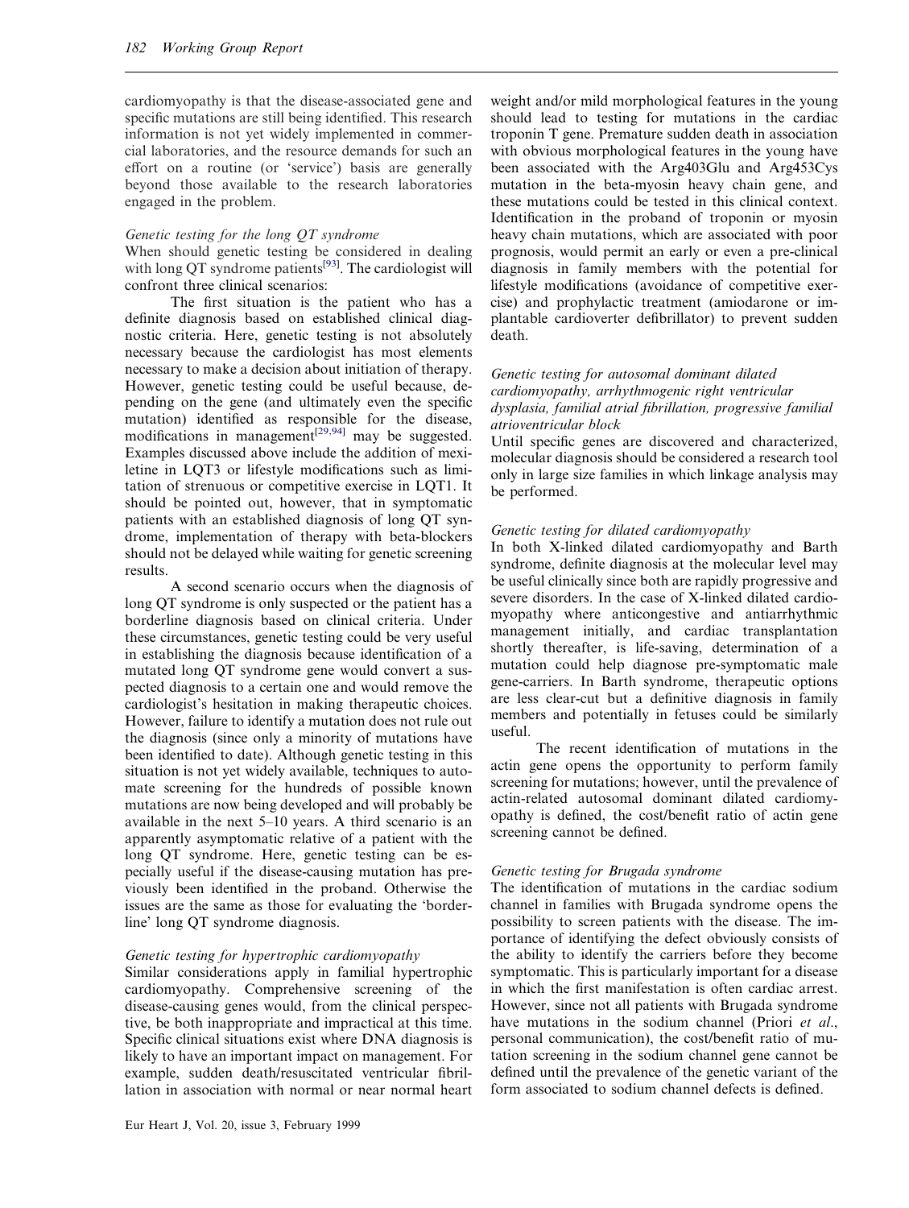cardiomyopathy is that the disease-associated gene and specific mutations are still being identified. This research information is not yet widely implemented in commercial laboratories, and the resource demands for such an effort on a routine (or 'service') basis are generally beyond those available to the research laboratories engaged in the problem.

*Genetic testing for the long QT syndrome*

When should genetic testing be considered in dealing with long QT syndrome patients[93]. The cardiologist will confront three clinical scenarios:

The first situation is the patient who has a definite diagnosis based on established clinical diagnostic criteria. Here, genetic testing is not absolutely necessary because the cardiologist has most elements necessary to make a decision about initiation of therapy. However, genetic testing could be useful because, depending on the gene (and ultimately even the specific mutation) identified as responsible for the disease, modifications in management[29,94] may be suggested. Examples discussed above include the addition of mexiletine in LQT3 or lifestyle modifications such as limitation of strenuous or competitive exercise in LQT1. It should be pointed out, however, that in symptomatic patients with an established diagnosis of long QT syndrome, implementation of therapy with beta-blockers should not be delayed while waiting for genetic screening results.

A second scenario occurs when the diagnosis of long QT syndrome is only suspected or the patient has a borderline diagnosis based on clinical criteria. Under these circumstances, genetic testing could be very useful in establishing the diagnosis because identification of a mutated long QT syndrome gene would convert a suspected diagnosis to a certain one and would remove the cardiologist's hesitation in making therapeutic choices. However, failure to identify a mutation does not rule out the diagnosis (since only a minority of mutations have been identified to date). Although genetic testing in this situation is not yet widely available, techniques to automate screening for the hundreds of possible known mutations are now being developed and will probably be available in the next 5–10 years. A third scenario is an apparently asymptomatic relative of a patient with the long QT syndrome. Here, genetic testing can be especially useful if the disease-causing mutation has previously been identified in the proband. Otherwise the issues are the same as those for evaluating the 'borderline' long QT syndrome diagnosis.

*Genetic testing for hypertrophic cardiomyopathy*

Similar considerations apply in familial hypertrophic cardiomyopathy. Comprehensive screening of the disease-causing genes would, from the clinical perspective, be both inappropriate and impractical at this time. Specific clinical situations exist where DNA diagnosis is likely to have an important impact on management. For example, sudden death/resuscitated ventricular fibrillation in association with normal or near normal heart weight and/or mild morphological features in the young should lead to testing for mutations in the cardiac troponin T gene. Premature sudden death in association with obvious morphological features in the young have been associated with the Arg403Glu and Arg453Cys mutation in the beta-myosin heavy chain gene, and these mutations could be tested in this clinical context. Identification in the proband of troponin or myosin heavy chain mutations, which are associated with poor prognosis, would permit an early or even a pre-clinical diagnosis in family members with the potential for lifestyle modifications (avoidance of competitive exercise) and prophylactic treatment (amiodarone or implantable cardioverter defibrillator) to prevent sudden death.

*Genetic testing for autosomal dominant dilated cardiomyopathy, arrhythmogenic right ventricular dysplasia, familial atrial fibrillation, progressive familial atrioventricular block*

Until specific genes are discovered and characterized, molecular diagnosis should be considered a research tool only in large size families in which linkage analysis may be performed.

*Genetic testing for dilated cardiomyopathy*

In both X-linked dilated cardiomyopathy and Barth syndrome, definite diagnosis at the molecular level may be useful clinically since both are rapidly progressive and severe disorders. In the case of X-linked dilated cardiomyopathy where anticongestive and antiarrhythmic management initially, and cardiac transplantation shortly thereafter, is life-saving, determination of a mutation could help diagnose pre-symptomatic male gene-carriers. In Barth syndrome, therapeutic options are less clear-cut but a definitive diagnosis in family members and potentially in fetuses could be similarly useful.

The recent identification of mutations in the actin gene opens the opportunity to perform family screening for mutations; however, until the prevalence of actin-related autosomal dominant dilated cardiomyopathy is defined, the cost/benefit ratio of actin gene screening cannot be defined.

*Genetic testing for Brugada syndrome*

The identification of mutations in the cardiac sodium channel in families with Brugada syndrome opens the possibility to screen patients with the disease. The importance of identifying the defect obviously consists of the ability to identify the carriers before they become symptomatic. This is particularly important for a disease in which the first manifestation is often cardiac arrest. However, since not all patients with Brugada syndrome have mutations in the sodium channel (Priori *et al*., personal communication), the cost/benefit ratio of mutation screening in the sodium channel gene cannot be defined until the prevalence of the genetic variant of the form associated to sodium channel defects is defined.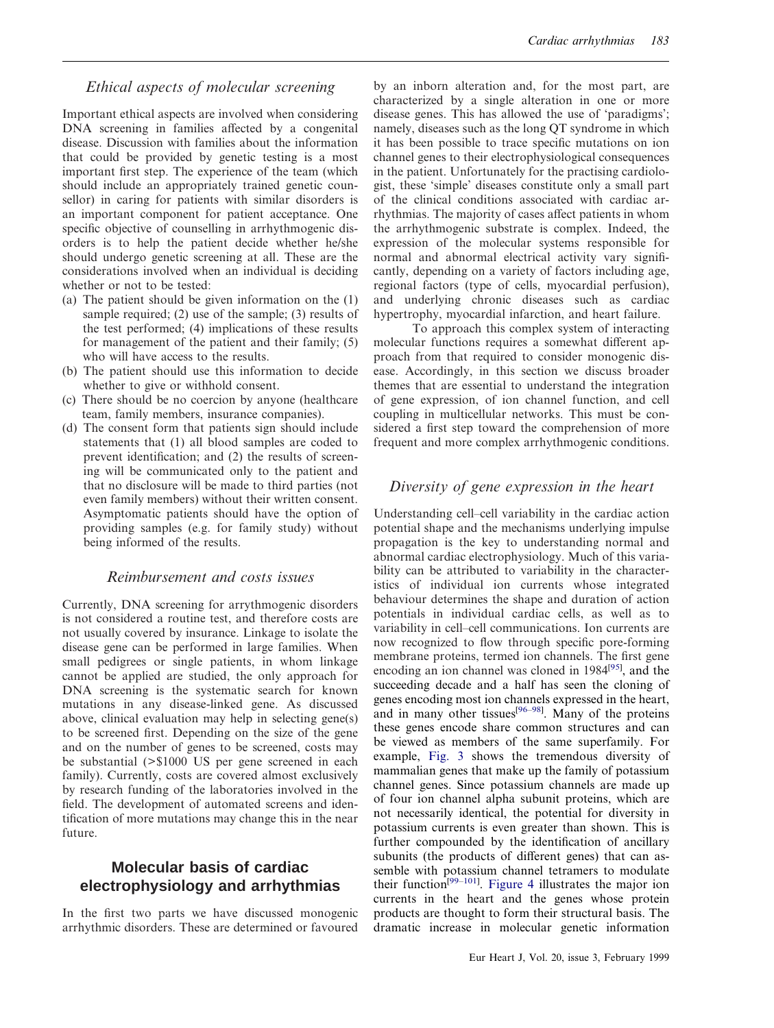### *Ethical aspects of molecular screening*

Important ethical aspects are involved when considering DNA screening in families affected by a congenital disease. Discussion with families about the information that could be provided by genetic testing is a most important first step. The experience of the team (which should include an appropriately trained genetic counsellor) in caring for patients with similar disorders is an important component for patient acceptance. One specific objective of counselling in arrhythmogenic disorders is to help the patient decide whether he/she should undergo genetic screening at all. These are the considerations involved when an individual is deciding whether or not to be tested:

(a) The patient should be given information on the (1) sample required; (2) use of the sample; (3) results of the test performed; (4) implications of these results for management of the patient and their family; (5) who will have access to the results.
(b) The patient should use this information to decide whether to give or withhold consent.
(c) There should be no coercion by anyone (healthcare team, family members, insurance companies).
(d) The consent form that patients sign should include statements that (1) all blood samples are coded to prevent identification; and (2) the results of screening will be communicated only to the patient and that no disclosure will be made to third parties (not even family members) without their written consent. Asymptomatic patients should have the option of providing samples (e.g. for family study) without being informed of the results.

### *Reimbursement and costs issues*

Currently, DNA screening for arrythmogenic disorders is not considered a routine test, and therefore costs are not usually covered by insurance. Linkage to isolate the disease gene can be performed in large families. When small pedigrees or single patients, in whom linkage cannot be applied are studied, the only approach for DNA screening is the systematic search for known mutations in any disease-linked gene. As discussed above, clinical evaluation may help in selecting gene(s) to be screened first. Depending on the size of the gene and on the number of genes to be screened, costs may be substantial (>$1000 US per gene screened in each family). Currently, costs are covered almost exclusively by research funding of the laboratories involved in the field. The development of automated screens and identification of more mutations may change this in the near future.

## Molecular basis of cardiac electrophysiology and arrhythmias

In the first two parts we have discussed monogenic arrhythmic disorders. These are determined or favoured by an inborn alteration and, for the most part, are characterized by a single alteration in one or more disease genes. This has allowed the use of 'paradigms'; namely, diseases such as the long QT syndrome in which it has been possible to trace specific mutations on ion channel genes to their electrophysiological consequences in the patient. Unfortunately for the practising cardiologist, these 'simple' diseases constitute only a small part of the clinical conditions associated with cardiac arrhythmias. The majority of cases affect patients in whom the arrhythmogenic substrate is complex. Indeed, the expression of the molecular systems responsible for normal and abnormal electrical activity vary significantly, depending on a variety of factors including age, regional factors (type of cells, myocardial perfusion), and underlying chronic diseases such as cardiac hypertrophy, myocardial infarction, and heart failure.

To approach this complex system of interacting molecular functions requires a somewhat different approach from that required to consider monogenic disease. Accordingly, in this section we discuss broader themes that are essential to understand the integration of gene expression, of ion channel function, and cell coupling in multicellular networks. This must be considered a first step toward the comprehension of more frequent and more complex arrhythmogenic conditions.

### *Diversity of gene expression in the heart*

Understanding cell–cell variability in the cardiac action potential shape and the mechanisms underlying impulse propagation is the key to understanding normal and abnormal cardiac electrophysiology. Much of this variability can be attributed to variability in the characteristics of individual ion currents whose integrated behaviour determines the shape and duration of action potentials in individual cardiac cells, as well as to variability in cell–cell communications. Ion currents are now recognized to flow through specific pore-forming membrane proteins, termed ion channels. The first gene encoding an ion channel was cloned in 1984[95], and the succeeding decade and a half has seen the cloning of genes encoding most ion channels expressed in the heart, and in many other tissues[96–98]. Many of the proteins these genes encode share common structures and can be viewed as members of the same superfamily. For example, Fig. 3 shows the tremendous diversity of mammalian genes that make up the family of potassium channel genes. Since potassium channels are made up of four ion channel alpha subunit proteins, which are not necessarily identical, the potential for diversity in potassium currents is even greater than shown. This is further compounded by the identification of ancillary subunits (the products of different genes) that can assemble with potassium channel tetramers to modulate their function[99–101]. Figure 4 illustrates the major ion currents in the heart and the genes whose protein products are thought to form their structural basis. The dramatic increase in molecular genetic information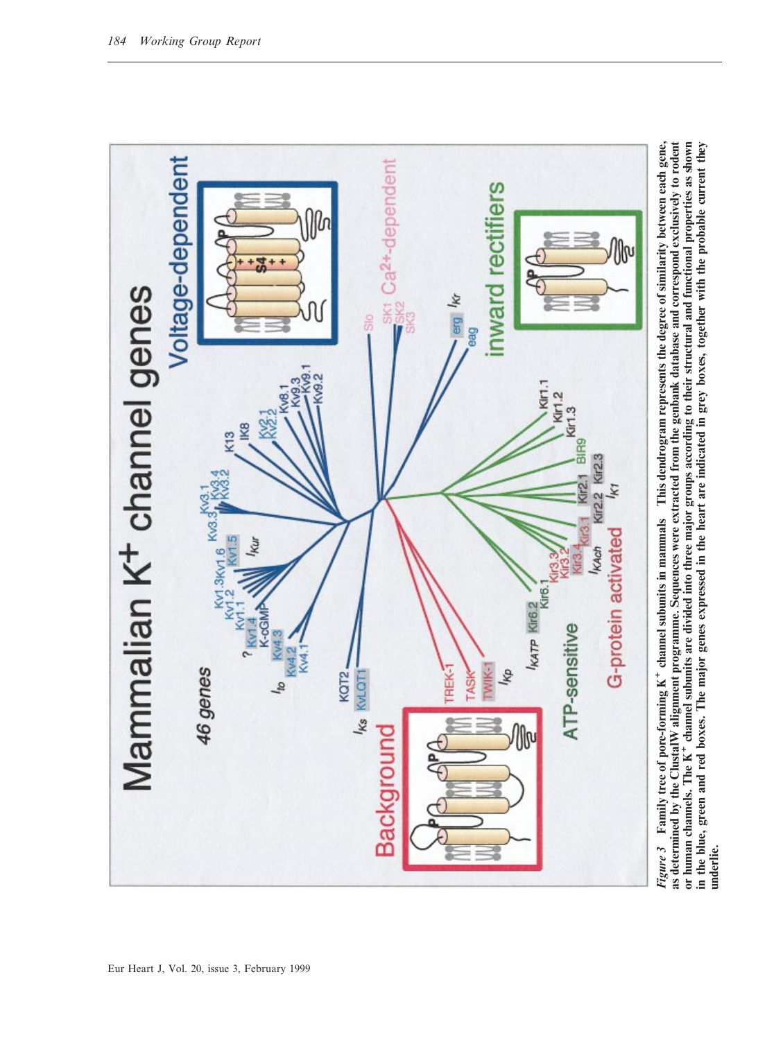*Figure 3* **Family tree of pore-forming K$^{+}$ channel subunits in mammals This dendrogram represents the degree of similarity between each gene, as determined by the ClustalW alignment programme. Sequences were extracted from the genbank database and correspond exclusively to rodent or human channels. The K$^{+}$ channel subunits are divided into three major groups according to their structural and functional properties as shown in the blue, green and red boxes. The major genes expressed in the heart are indicated in grey boxes, together with the probable current they underlie.**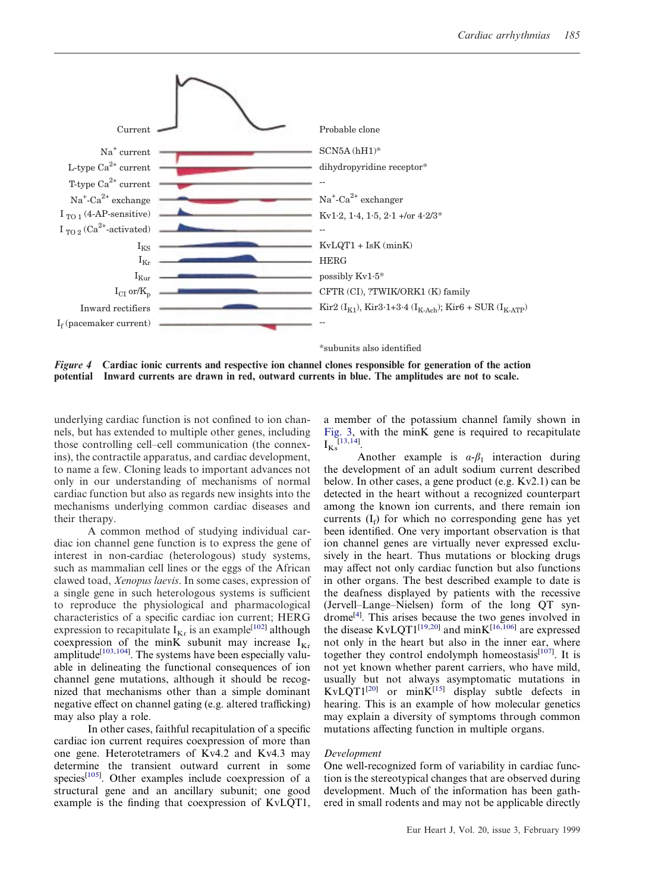| Current | Probable clone |
|---|---|
| $Na^+$ current | SCN5A (hH1)* |
| L-type $Ca^{2+}$ current | dihydropyridine receptor* |
| T-type $Ca^{2+}$ current | -- |
| $Na^+$-$Ca^{2+}$ exchange | $Na^+$-$Ca^{2+}$ exchanger |
| $I_{TO\,1}$ (4-AP-sensitive) | Kv1·2, 1·4, 1·5, 2·1 +/or 4·2/3* |
| $I_{TO\,2}$ ($Ca^{2+}$-activated) | -- |
| $I_{KS}$ | KvLQT1 + IsK (minK) |
| $I_{Kr}$ | HERG |
| $I_{Kur}$ | possibly Kv1·5* |
| $I_{Cl}$ or/$K_p$ | CFTR (Cl), ?TWIK/ORK1 (K) family |
| Inward rectifiers | Kir2 ($I_{K1}$), Kir3·1+3·4 ($I_{K\text{-}Ach}$); Kir6 + SUR ($I_{K\text{-}ATP}$) |
| $I_f$ (pacemaker current) | -- |

*subunits also identified

***Figure 4*** **Cardiac ionic currents and respective ion channel clones responsible for generation of the action potential** Inward currents are drawn in red, outward currents in blue. The amplitudes are not to scale.

underlying cardiac function is not confined to ion channels, but has extended to multiple other genes, including those controlling cell–cell communication (the connexins), the contractile apparatus, and cardiac development, to name a few. Cloning leads to important advances not only in our understanding of mechanisms of normal cardiac function but also as regards new insights into the mechanisms underlying common cardiac diseases and their therapy.

A common method of studying individual cardiac ion channel gene function is to express the gene of interest in non-cardiac (heterologous) study systems, such as mammalian cell lines or the eggs of the African clawed toad, *Xenopus laevis*. In some cases, expression of a single gene in such heterologous systems is sufficient to reproduce the physiological and pharmacological characteristics of a specific cardiac ion current; HERG expression to recapitulate $I_{Kr}$ is an example[102] although coexpression of the minK subunit may increase $I_{Kr}$ amplitude[103,104]. The systems have been especially valuable in delineating the functional consequences of ion channel gene mutations, although it should be recognized that mechanisms other than a simple dominant negative effect on channel gating (e.g. altered trafficking) may also play a role.

In other cases, faithful recapitulation of a specific cardiac ion current requires coexpression of more than one gene. Heterotetramers of Kv4.2 and Kv4.3 may determine the transient outward current in some species[105]. Other examples include coexpression of a structural gene and an ancillary subunit; one good example is the finding that coexpression of KvLQT1, a member of the potassium channel family shown in Fig. 3, with the minK gene is required to recapitulate $I_{Ks}$[13,14].

Another example is $\alpha$-$\beta_1$ interaction during the development of an adult sodium current described below. In other cases, a gene product (e.g. Kv2.1) can be detected in the heart without a recognized counterpart among the known ion currents, and there remain ion currents ($I_f$) for which no corresponding gene has yet been identified. One very important observation is that ion channel genes are virtually never expressed exclusively in the heart. Thus mutations or blocking drugs may affect not only cardiac function but also functions in other organs. The best described example to date is the deafness displayed by patients with the recessive (Jervell–Lange–Nielsen) form of the long QT syndrome[4]. This arises because the two genes involved in the disease KvLQT1[19,20] and minK[16,106] are expressed not only in the heart but also in the inner ear, where together they control endolymph homeostasis[107]. It is not yet known whether parent carriers, who have mild, usually but not always asymptomatic mutations in KvLQT1[20] or minK[15] display subtle defects in hearing. This is an example of how molecular genetics may explain a diversity of symptoms through common mutations affecting function in multiple organs.

### *Development*

One well-recognized form of variability in cardiac function is the stereotypical changes that are observed during development. Much of the information has been gathered in small rodents and may not be applicable directly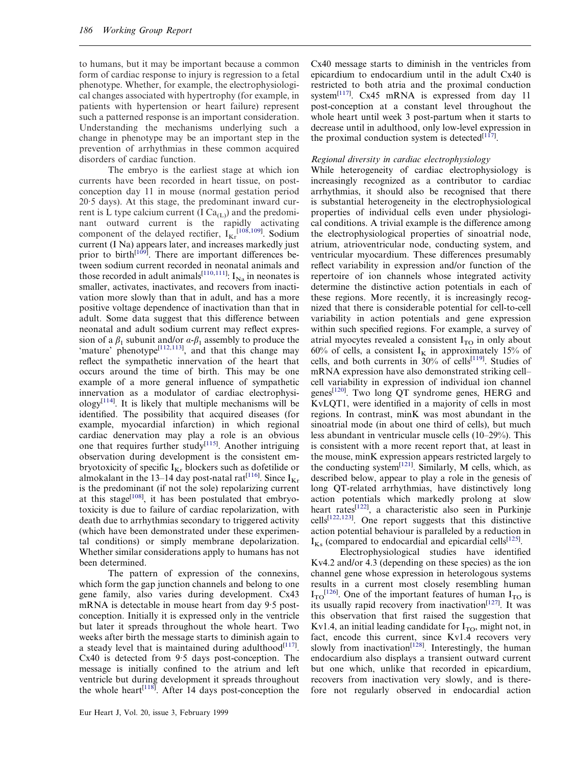to humans, but it may be important because a common form of cardiac response to injury is regression to a fetal phenotype. Whether, for example, the electrophysiological changes associated with hypertrophy (for example, in patients with hypertension or heart failure) represent such a patterned response is an important consideration. Understanding the mechanisms underlying such a change in phenotype may be an important step in the prevention of arrhythmias in these common acquired disorders of cardiac function.

The embryo is the earliest stage at which ion currents have been recorded in heart tissue, on post-conception day 11 in mouse (normal gestation period 20·5 days). At this stage, the predominant inward current is L type calcium current (I $Ca_{(L)}$) and the predominant outward current is the rapidly activating component of the delayed rectifier, $I_{Kr}$[108,109]. Sodium current (I Na) appears later, and increases markedly just prior to birth[109]. There are important differences between sodium current recorded in neonatal animals and those recorded in adult animals[110,111]: $I_{Na}$ in neonates is smaller, activates, inactivates, and recovers from inactivation more slowly than that in adult, and has a more positive voltage dependence of inactivation than that in adult. Some data suggest that this difference between neonatal and adult sodium current may reflect expression of a $\beta_1$ subunit and/or $\alpha$-$\beta_1$ assembly to produce the 'mature' phenotype[112,113], and that this change may reflect the sympathetic innervation of the heart that occurs around the time of birth. This may be one example of a more general influence of sympathetic innervation as a modulator of cardiac electrophysiology[114]. It is likely that multiple mechanisms will be identified. The possibility that acquired diseases (for example, myocardial infarction) in which regional cardiac denervation may play a role is an obvious one that requires further study[115]. Another intriguing observation during development is the consistent embryotoxicity of specific $I_{Kr}$ blockers such as dofetilide or almokalant in the 13–14 day post-natal rat[116]. Since $I_{Kr}$ is the predominant (if not the sole) repolarizing current at this stage[108], it has been postulated that embryotoxicity is due to failure of cardiac repolarization, with death due to arrhythmias secondary to triggered activity (which have been demonstrated under these experimental conditions) or simply membrane depolarization. Whether similar considerations apply to humans has not been determined.

The pattern of expression of the connexins, which form the gap junction channels and belong to one gene family, also varies during development. Cx43 mRNA is detectable in mouse heart from day 9·5 post-conception. Initially it is expressed only in the ventricle but later it spreads throughout the whole heart. Two weeks after birth the message starts to diminish again to a steady level that is maintained during adulthood[117]. Cx40 is detected from 9·5 days post-conception. The message is initially confined to the atrium and left ventricle but during development it spreads throughout the whole heart[118]. After 14 days post-conception the Cx40 message starts to diminish in the ventricles from epicardium to endocardium until in the adult Cx40 is restricted to both atria and the proximal conduction system[117]. Cx45 mRNA is expressed from day 11 post-conception at a constant level throughout the whole heart until week 3 post-partum when it starts to decrease until in adulthood, only low-level expression in the proximal conduction system is detected[117].

*Regional diversity in cardiac electrophysiology*

While heterogeneity of cardiac electrophysiology is increasingly recognized as a contributor to cardiac arrhythmias, it should also be recognised that there is substantial heterogeneity in the electrophysiological properties of individual cells even under physiological conditions. A trivial example is the difference among the electrophysiological properties of sinoatrial node, atrium, atrioventricular node, conducting system, and ventricular myocardium. These differences presumably reflect variability in expression and/or function of the repertoire of ion channels whose integrated activity determine the distinctive action potentials in each of these regions. More recently, it is increasingly recognized that there is considerable potential for cell-to-cell variability in action potentials and gene expression within such specified regions. For example, a survey of atrial myocytes revealed a consistent $I_{TO}$ in only about 60% of cells, a consistent $I_K$ in approximately 15% of cells, and both currents in 30% of cells[119]. Studies of mRNA expression have also demonstrated striking cell–cell variability in expression of individual ion channel genes[120]. Two long QT syndrome genes, HERG and KvLQT1, were identified in a majority of cells in most regions. In contrast, minK was most abundant in the sinoatrial mode (in about one third of cells), but much less abundant in ventricular muscle cells (10–29%). This is consistent with a more recent report that, at least in the mouse, minK expression appears restricted largely to the conducting system[121]. Similarly, M cells, which, as described below, appear to play a role in the genesis of long QT-related arrhythmias, have distinctively long action potentials which markedly prolong at slow heart rates[122], a characteristic also seen in Purkinje cells[122,123]. One report suggests that this distinctive action potential behaviour is paralleled by a reduction in $I_{Ks}$ (compared to endocardial and epicardial cells[125].

Electrophysiological studies have identified Kv4.2 and/or 4.3 (depending on these species) as the ion channel gene whose expression in heterologous systems results in a current most closely resembling human $I_{TO}$[126]. One of the important features of human $I_{TO}$ is its usually rapid recovery from inactivation[127]. It was this observation that first raised the suggestion that Kv1.4, an initial leading candidate for $I_{TO}$, might not, in fact, encode this current, since Kv1.4 recovers very slowly from inactivation[128]. Interestingly, the human endocardium also displays a transient outward current but one which, unlike that recorded in epicardium, recovers from inactivation very slowly, and is therefore not regularly observed in endocardial action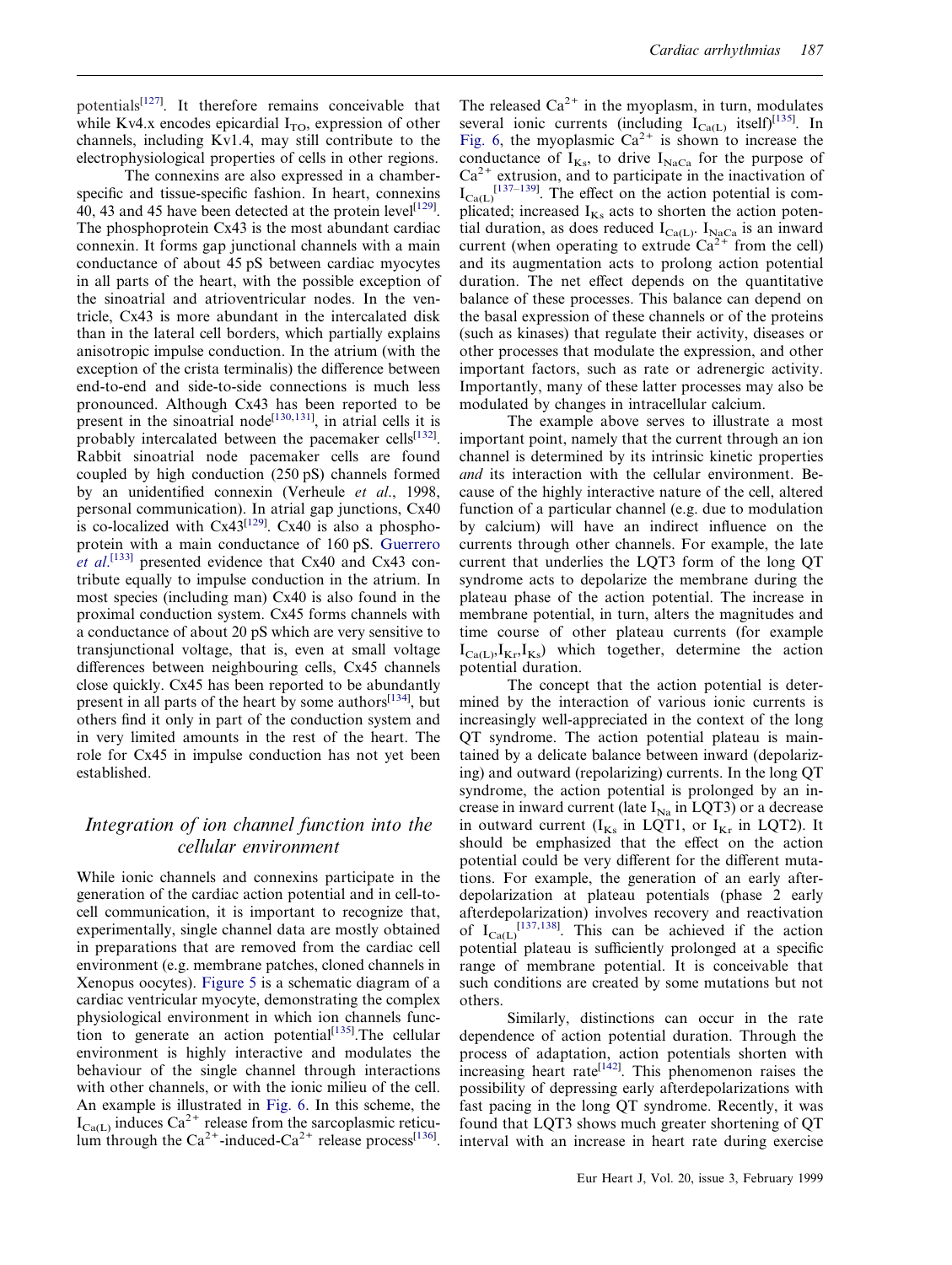potentials[127]. It therefore remains conceivable that while Kv4.x encodes epicardial $I_{TO}$, expression of other channels, including Kv1.4, may still contribute to the electrophysiological properties of cells in other regions.

The connexins are also expressed in a chamber-specific and tissue-specific fashion. In heart, connexins 40, 43 and 45 have been detected at the protein level[129]. The phosphoprotein Cx43 is the most abundant cardiac connexin. It forms gap junctional channels with a main conductance of about 45 pS between cardiac myocytes in all parts of the heart, with the possible exception of the sinoatrial and atrioventricular nodes. In the ventricle, Cx43 is more abundant in the intercalated disk than in the lateral cell borders, which partially explains anisotropic impulse conduction. In the atrium (with the exception of the crista terminalis) the difference between end-to-end and side-to-side connections is much less pronounced. Although Cx43 has been reported to be present in the sinoatrial node[130,131], in atrial cells it is probably intercalated between the pacemaker cells[132]. Rabbit sinoatrial node pacemaker cells are found coupled by high conduction (250 pS) channels formed by an unidentified connexin (Verheule *et al*., 1998, personal communication). In atrial gap junctions, Cx40 is co-localized with Cx43[129]. Cx40 is also a phosphoprotein with a main conductance of 160 pS. Guerrero *et al*.[133] presented evidence that Cx40 and Cx43 contribute equally to impulse conduction in the atrium. In most species (including man) Cx40 is also found in the proximal conduction system. Cx45 forms channels with a conductance of about 20 pS which are very sensitive to transjunctional voltage, that is, even at small voltage differences between neighbouring cells, Cx45 channels close quickly. Cx45 has been reported to be abundantly present in all parts of the heart by some authors[134], but others find it only in part of the conduction system and in very limited amounts in the rest of the heart. The role for Cx45 in impulse conduction has not yet been established.

## *Integration of ion channel function into the cellular environment*

While ionic channels and connexins participate in the generation of the cardiac action potential and in cell-to-cell communication, it is important to recognize that, experimentally, single channel data are mostly obtained in preparations that are removed from the cardiac cell environment (e.g. membrane patches, cloned channels in Xenopus oocytes). Figure 5 is a schematic diagram of a cardiac ventricular myocyte, demonstrating the complex physiological environment in which ion channels function to generate an action potential[135].The cellular environment is highly interactive and modulates the behaviour of the single channel through interactions with other channels, or with the ionic milieu of the cell. An example is illustrated in Fig. 6. In this scheme, the $I_{Ca(L)}$ induces $Ca^{2+}$ release from the sarcoplasmic reticulum through the $Ca^{2+}$-induced-$Ca^{2+}$ release process[136]. The released $Ca^{2+}$ in the myoplasm, in turn, modulates several ionic currents (including $I_{Ca(L)}$ itself)[135]. In Fig. 6, the myoplasmic $Ca^{2+}$ is shown to increase the conductance of $I_{Ks}$, to drive $I_{NaCa}$ for the purpose of $Ca^{2+}$ extrusion, and to participate in the inactivation of $I_{Ca(L)}$[137–139]. The effect on the action potential is complicated; increased $I_{Ks}$ acts to shorten the action potential duration, as does reduced $I_{Ca(L)}$. $I_{NaCa}$ is an inward current (when operating to extrude $Ca^{2+}$ from the cell) and its augmentation acts to prolong action potential duration. The net effect depends on the quantitative balance of these processes. This balance can depend on the basal expression of these channels or of the proteins (such as kinases) that regulate their activity, diseases or other processes that modulate the expression, and other important factors, such as rate or adrenergic activity. Importantly, many of these latter processes may also be modulated by changes in intracellular calcium.

The example above serves to illustrate a most important point, namely that the current through an ion channel is determined by its intrinsic kinetic properties *and* its interaction with the cellular environment. Because of the highly interactive nature of the cell, altered function of a particular channel (e.g. due to modulation by calcium) will have an indirect influence on the currents through other channels. For example, the late current that underlies the LQT3 form of the long QT syndrome acts to depolarize the membrane during the plateau phase of the action potential. The increase in membrane potential, in turn, alters the magnitudes and time course of other plateau currents (for example $I_{Ca(L)}$,$I_{Kr}$,$I_{Ks}$) which together, determine the action potential duration.

The concept that the action potential is determined by the interaction of various ionic currents is increasingly well-appreciated in the context of the long QT syndrome. The action potential plateau is maintained by a delicate balance between inward (depolarizing) and outward (repolarizing) currents. In the long QT syndrome, the action potential is prolonged by an increase in inward current (late $I_{Na}$ in LQT3) or a decrease in outward current ($I_{Ks}$ in LQT1, or $I_{Kr}$ in LQT2). It should be emphasized that the effect on the action potential could be very different for the different mutations. For example, the generation of an early afterdepolarization at plateau potentials (phase 2 early afterdepolarization) involves recovery and reactivation of $I_{Ca(L)}$[137,138]. This can be achieved if the action potential plateau is sufficiently prolonged at a specific range of membrane potential. It is conceivable that such conditions are created by some mutations but not others.

Similarly, distinctions can occur in the rate dependence of action potential duration. Through the process of adaptation, action potentials shorten with increasing heart rate[142]. This phenomenon raises the possibility of depressing early afterdepolarizations with fast pacing in the long QT syndrome. Recently, it was found that LQT3 shows much greater shortening of QT interval with an increase in heart rate during exercise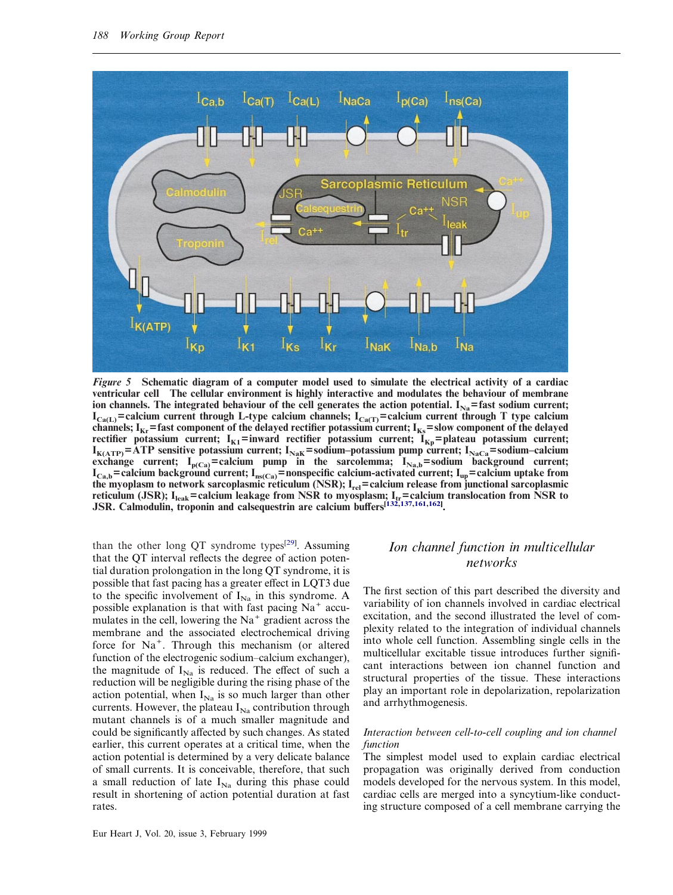*Figure 5* **Schematic diagram of a computer model used to simulate the electrical activity of a cardiac ventricular cell The cellular environment is highly interactive and modulates the behaviour of membrane ion channels. The integrated behaviour of the cell generates the action potential. $I_{Na}$=fast sodium current; $I_{Ca(L)}$=calcium current through L-type calcium channels; $I_{Ca(T)}$=calcium current through T type calcium channels; $I_{Kr}$=fast component of the delayed rectifier potassium current; $I_{Ks}$=slow component of the delayed rectifier potassium current; $I_{K1}$=inward rectifier potassium current; $I_{Kp}$=plateau potassium current; $I_{K(ATP)}$=ATP sensitive potassium current; $I_{NaK}$=sodium–potassium pump current; $I_{NaCa}$=sodium–calcium exchange current; $I_{p(Ca)}$=calcium pump in the sarcolemma; $I_{Na,b}$=sodium background current; $I_{Ca,b}$=calcium background current; $I_{ns(Ca)}$=nonspecific calcium-activated current; $I_{up}$=calcium uptake from the myoplasm to network sarcoplasmic reticulum (NSR); $I_{rel}$=calcium release from junctional sarcoplasmic reticulum (JSR); $I_{leak}$=calcium leakage from NSR to myosplasm; $I_{tr}$=calcium translocation from NSR to JSR. Calmodulin, troponin and calsequestrin are calcium buffers[132,137,161,162].**

than the other long QT syndrome types[29]. Assuming that the QT interval reflects the degree of action potential duration prolongation in the long QT syndrome, it is possible that fast pacing has a greater effect in LQT3 due to the specific involvement of $I_{Na}$ in this syndrome. A possible explanation is that with fast pacing $Na^+$ accumulates in the cell, lowering the $Na^+$ gradient across the membrane and the associated electrochemical driving force for $Na^+$. Through this mechanism (or altered function of the electrogenic sodium–calcium exchanger), the magnitude of $I_{Na}$ is reduced. The effect of such a reduction will be negligible during the rising phase of the action potential, when $I_{Na}$ is so much larger than other currents. However, the plateau $I_{Na}$ contribution through mutant channels is of a much smaller magnitude and could be significantly affected by such changes. As stated earlier, this current operates at a critical time, when the action potential is determined by a very delicate balance of small currents. It is conceivable, therefore, that such a small reduction of late $I_{Na}$ during this phase could result in shortening of action potential duration at fast rates.

## *Ion channel function in multicellular networks*

The first section of this part described the diversity and variability of ion channels involved in cardiac electrical excitation, and the second illustrated the level of complexity related to the integration of individual channels into whole cell function. Assembling single cells in the multicellular excitable tissue introduces further significant interactions between ion channel function and structural properties of the tissue. These interactions play an important role in depolarization, repolarization and arrhythmogenesis.

### *Interaction between cell-to-cell coupling and ion channel function*

The simplest model used to explain cardiac electrical propagation was originally derived from conduction models developed for the nervous system. In this model, cardiac cells are merged into a syncytium-like conducting structure composed of a cell membrane carrying the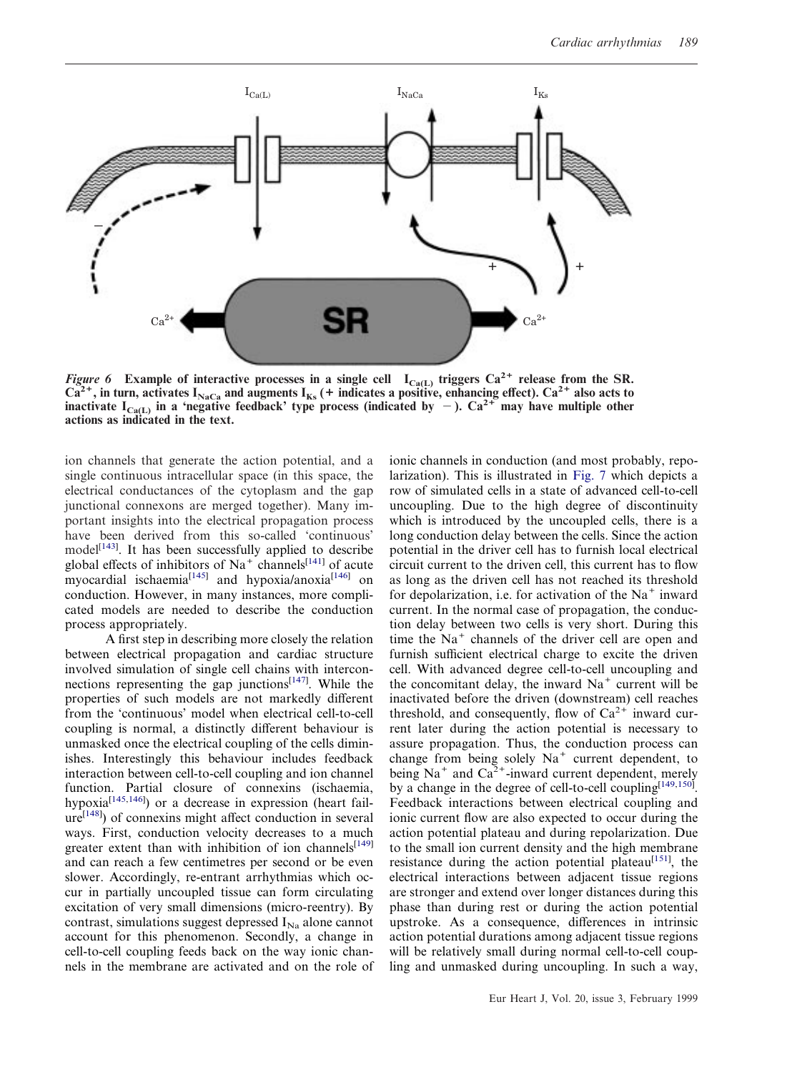*Figure 6* **Example of interactive processes in a single cell $I_{Ca(L)}$ triggers $Ca^{2+}$ release from the SR. $Ca^{2+}$, in turn, activates $I_{NaCa}$ and augments $I_{Ks}$ (+ indicates a positive, enhancing effect). $Ca^{2+}$ also acts to inactivate $I_{Ca(L)}$ in a 'negative feedback' type process (indicated by −). $Ca^{2+}$ may have multiple other actions as indicated in the text.**

ion channels that generate the action potential, and a single continuous intracellular space (in this space, the electrical conductances of the cytoplasm and the gap junctional connexons are merged together). Many important insights into the electrical propagation process have been derived from this so-called 'continuous' model[143]. It has been successfully applied to describe global effects of inhibitors of $Na^+$ channels[141] of acute myocardial ischaemia[145] and hypoxia/anoxia[146] on conduction. However, in many instances, more complicated models are needed to describe the conduction process appropriately.

A first step in describing more closely the relation between electrical propagation and cardiac structure involved simulation of single cell chains with interconnections representing the gap junctions[147]. While the properties of such models are not markedly different from the 'continuous' model when electrical cell-to-cell coupling is normal, a distinctly different behaviour is unmasked once the electrical coupling of the cells diminishes. Interestingly this behaviour includes feedback interaction between cell-to-cell coupling and ion channel function. Partial closure of connexins (ischaemia, hypoxia[145,146]) or a decrease in expression (heart failure[148]) of connexins might affect conduction in several ways. First, conduction velocity decreases to a much greater extent than with inhibition of ion channels[149] and can reach a few centimetres per second or be even slower. Accordingly, re-entrant arrhythmias which occur in partially uncoupled tissue can form circulating excitation of very small dimensions (micro-reentry). By contrast, simulations suggest depressed $I_{Na}$ alone cannot account for this phenomenon. Secondly, a change in cell-to-cell coupling feeds back on the way ionic channels in the membrane are activated and on the role of ionic channels in conduction (and most probably, repolarization). This is illustrated in Fig. 7 which depicts a row of simulated cells in a state of advanced cell-to-cell uncoupling. Due to the high degree of discontinuity which is introduced by the uncoupled cells, there is a long conduction delay between the cells. Since the action potential in the driver cell has to furnish local electrical circuit current to the driven cell, this current has to flow as long as the driven cell has not reached its threshold for depolarization, i.e. for activation of the $Na^+$ inward current. In the normal case of propagation, the conduction delay between two cells is very short. During this time the $Na^+$ channels of the driver cell are open and furnish sufficient electrical charge to excite the driven cell. With advanced degree cell-to-cell uncoupling and the concomitant delay, the inward $Na^+$ current will be inactivated before the driven (downstream) cell reaches threshold, and consequently, flow of $Ca^{2+}$ inward current later during the action potential is necessary to assure propagation. Thus, the conduction process can change from being solely $Na^+$ current dependent, to being $Na^+$ and $Ca^{2+}$-inward current dependent, merely by a change in the degree of cell-to-cell coupling[149,150]. Feedback interactions between electrical coupling and ionic current flow are also expected to occur during the action potential plateau and during repolarization. Due to the small ion current density and the high membrane resistance during the action potential plateau[151], the electrical interactions between adjacent tissue regions are stronger and extend over longer distances during this phase than during rest or during the action potential upstroke. As a consequence, differences in intrinsic action potential durations among adjacent tissue regions will be relatively small during normal cell-to-cell coupling and unmasked during uncoupling. In such a way,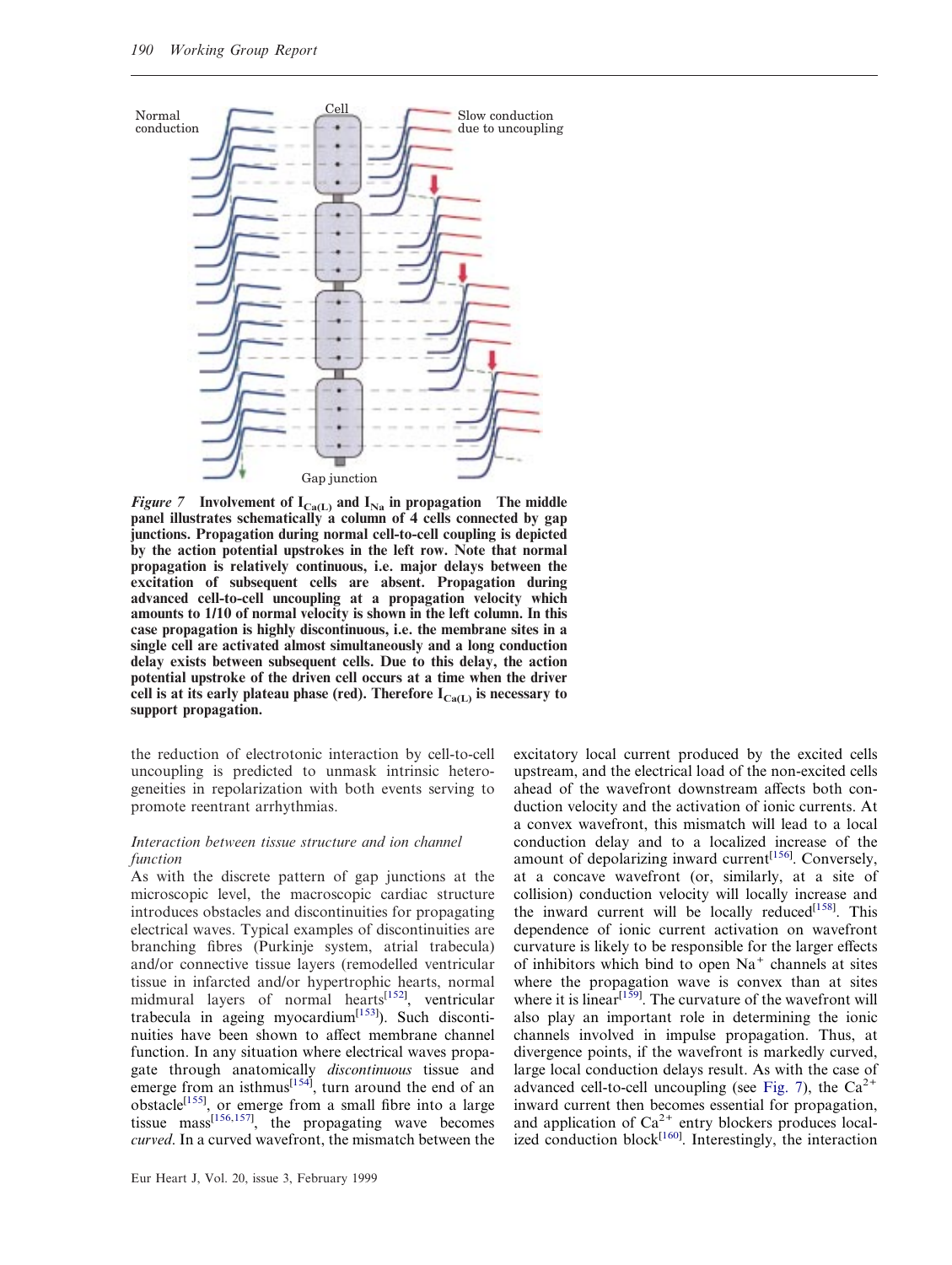*Figure 7* **Involvement of $I_{Ca(L)}$ and $I_{Na}$ in propagation The middle panel illustrates schematically a column of 4 cells connected by gap junctions. Propagation during normal cell-to-cell coupling is depicted by the action potential upstrokes in the left row. Note that normal propagation is relatively continuous, i.e. major delays between the excitation of subsequent cells are absent. Propagation during advanced cell-to-cell uncoupling at a propagation velocity which amounts to 1/10 of normal velocity is shown in the left column. In this case propagation is highly discontinuous, i.e. the membrane sites in a single cell are activated almost simultaneously and a long conduction delay exists between subsequent cells. Due to this delay, the action potential upstroke of the driven cell occurs at a time when the driver cell is at its early plateau phase (red). Therefore $I_{Ca(L)}$ is necessary to support propagation.**

the reduction of electrotonic interaction by cell-to-cell uncoupling is predicted to unmask intrinsic heterogeneities in repolarization with both events serving to promote reentrant arrhythmias.

### *Interaction between tissue structure and ion channel function*

As with the discrete pattern of gap junctions at the microscopic level, the macroscopic cardiac structure introduces obstacles and discontinuities for propagating electrical waves. Typical examples of discontinuities are branching fibres (Purkinje system, atrial trabecula) and/or connective tissue layers (remodelled ventricular tissue in infarcted and/or hypertrophic hearts, normal midmural layers of normal hearts[152], ventricular trabecula in ageing myocardium[153]). Such discontinuities have been shown to affect membrane channel function. In any situation where electrical waves propagate through anatomically *discontinuous* tissue and emerge from an isthmus[154], turn around the end of an obstacle[155], or emerge from a small fibre into a large tissue mass[156,157], the propagating wave becomes *curved*. In a curved wavefront, the mismatch between the excitatory local current produced by the excited cells upstream, and the electrical load of the non-excited cells ahead of the wavefront downstream affects both conduction velocity and the activation of ionic currents. At a convex wavefront, this mismatch will lead to a local conduction delay and to a localized increase of the amount of depolarizing inward current[156]. Conversely, at a concave wavefront (or, similarly, at a site of collision) conduction velocity will locally increase and the inward current will be locally reduced[158]. This dependence of ionic current activation on wavefront curvature is likely to be responsible for the larger effects of inhibitors which bind to open $Na^+$ channels at sites where the propagation wave is convex than at sites where it is linear[159]. The curvature of the wavefront will also play an important role in determining the ionic channels involved in impulse propagation. Thus, at divergence points, if the wavefront is markedly curved, large local conduction delays result. As with the case of advanced cell-to-cell uncoupling (see Fig. 7), the $Ca^{2+}$ inward current then becomes essential for propagation, and application of $Ca^{2+}$ entry blockers produces localized conduction block[160]. Interestingly, the interaction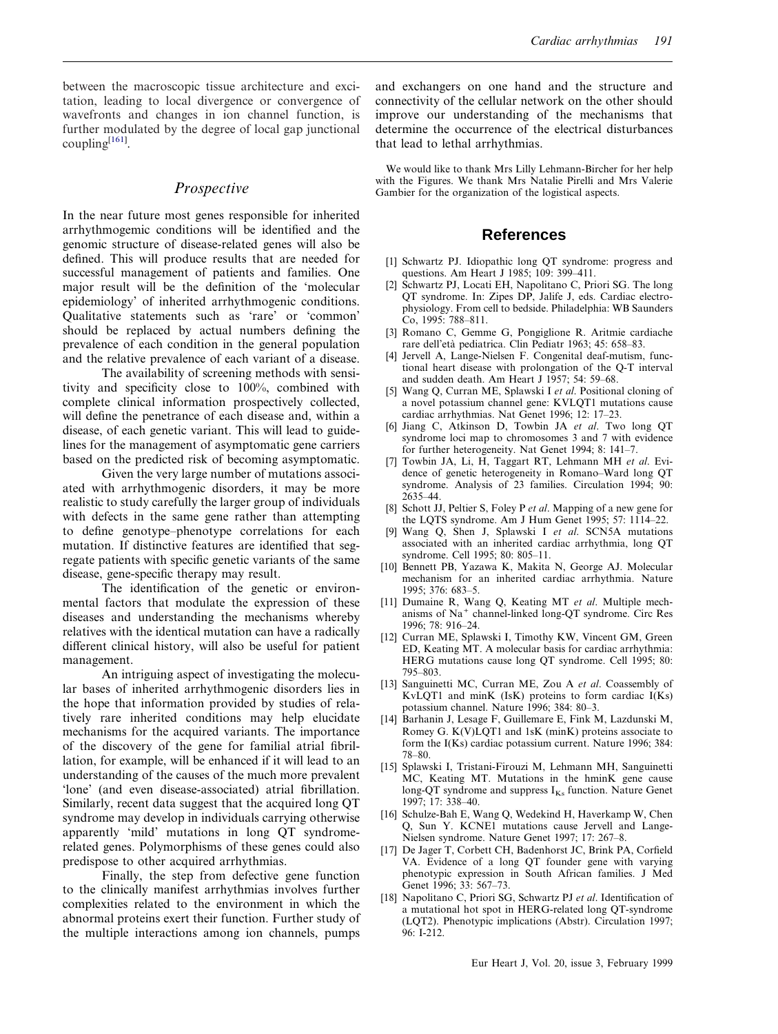between the macroscopic tissue architecture and excitation, leading to local divergence or convergence of wavefronts and changes in ion channel function, is further modulated by the degree of local gap junctional coupling[161].

## Prospective

In the near future most genes responsible for inherited arrhythmogemic conditions will be identified and the genomic structure of disease-related genes will also be defined. This will produce results that are needed for successful management of patients and families. One major result will be the definition of the 'molecular epidemiology' of inherited arrhythmogenic conditions. Qualitative statements such as 'rare' or 'common' should be replaced by actual numbers defining the prevalence of each condition in the general population and the relative prevalence of each variant of a disease.

The availability of screening methods with sensitivity and specificity close to 100%, combined with complete clinical information prospectively collected, will define the penetrance of each disease and, within a disease, of each genetic variant. This will lead to guidelines for the management of asymptomatic gene carriers based on the predicted risk of becoming asymptomatic.

Given the very large number of mutations associated with arrhythmogenic disorders, it may be more realistic to study carefully the larger group of individuals with defects in the same gene rather than attempting to define genotype–phenotype correlations for each mutation. If distinctive features are identified that segregate patients with specific genetic variants of the same disease, gene-specific therapy may result.

The identification of the genetic or environmental factors that modulate the expression of these diseases and understanding the mechanisms whereby relatives with the identical mutation can have a radically different clinical history, will also be useful for patient management.

An intriguing aspect of investigating the molecular bases of inherited arrhythmogenic disorders lies in the hope that information provided by studies of relatively rare inherited conditions may help elucidate mechanisms for the acquired variants. The importance of the discovery of the gene for familial atrial fibrillation, for example, will be enhanced if it will lead to an understanding of the causes of the much more prevalent 'lone' (and even disease-associated) atrial fibrillation. Similarly, recent data suggest that the acquired long QT syndrome may develop in individuals carrying otherwise apparently 'mild' mutations in long QT syndrome-related genes. Polymorphisms of these genes could also predispose to other acquired arrhythmias.

Finally, the step from defective gene function to the clinically manifest arrhythmias involves further complexities related to the environment in which the abnormal proteins exert their function. Further study of the multiple interactions among ion channels, pumps and exchangers on one hand and the structure and connectivity of the cellular network on the other should improve our understanding of the mechanisms that determine the occurrence of the electrical disturbances that lead to lethal arrhythmias.

We would like to thank Mrs Lilly Lehmann-Bircher for her help with the Figures. We thank Mrs Natalie Pirelli and Mrs Valerie Gambier for the organization of the logistical aspects.

## References

[1] Schwartz PJ. Idiopathic long QT syndrome: progress and questions. Am Heart J 1985; 109: 399–411.

[2] Schwartz PJ, Locati EH, Napolitano C, Priori SG. The long QT syndrome. In: Zipes DP, Jalife J, eds. Cardiac electrophysiology. From cell to bedside. Philadelphia: WB Saunders Co, 1995: 788–811.

[3] Romano C, Gemme G, Pongiglione R. Aritmie cardiache rare dell'età pediatrica. Clin Pediatr 1963; 45: 658–83.

[4] Jervell A, Lange-Nielsen F. Congenital deaf-mutism, functional heart disease with prolongation of the Q-T interval and sudden death. Am Heart J 1957; 54: 59–68.

[5] Wang Q, Curran ME, Splawski I *et al*. Positional cloning of a novel potassium channel gene: KVLQT1 mutations cause cardiac arrhythmias. Nat Genet 1996; 12: 17–23.

[6] Jiang C, Atkinson D, Towbin JA *et al*. Two long QT syndrome loci map to chromosomes 3 and 7 with evidence for further heterogeneity. Nat Genet 1994; 8: 141–7.

[7] Towbin JA, Li, H, Taggart RT, Lehmann MH *et al*. Evidence of genetic heterogeneity in Romano–Ward long QT syndrome. Analysis of 23 families. Circulation 1994; 90: 2635–44.

[8] Schott JJ, Peltier S, Foley P *et al*. Mapping of a new gene for the LQTS syndrome. Am J Hum Genet 1995; 57: 1114–22.

[9] Wang Q, Shen J, Splawski I *et al*. SCN5A mutations associated with an inherited cardiac arrhythmia, long QT syndrome. Cell 1995; 80: 805–11.

[10] Bennett PB, Yazawa K, Makita N, George AJ. Molecular mechanism for an inherited cardiac arrhythmia. Nature 1995; 376: 683–5.

[11] Dumaine R, Wang Q, Keating MT *et al*. Multiple mechanisms of $Na^+$ channel-linked long-QT syndrome. Circ Res 1996; 78: 916–24.

[12] Curran ME, Splawski I, Timothy KW, Vincent GM, Green ED, Keating MT. A molecular basis for cardiac arrhythmia: HERG mutations cause long QT syndrome. Cell 1995; 80: 795–803.

[13] Sanguinetti MC, Curran ME, Zou A *et al*. Coassembly of KvLQT1 and minK (IsK) proteins to form cardiac I(Ks) potassium channel. Nature 1996; 384: 80–3.

[14] Barhanin J, Lesage F, Guillemare E, Fink M, Lazdunski M, Romey G. K(V)LQT1 and 1sK (minK) proteins associate to form the I(Ks) cardiac potassium current. Nature 1996; 384: 78–80.

[15] Splawski I, Tristani-Firouzi M, Lehmann MH, Sanguinetti MC, Keating MT. Mutations in the hminK gene cause long-QT syndrome and suppress $I_{Ks}$ function. Nature Genet 1997; 17: 338–40.

[16] Schulze-Bah E, Wang Q, Wedekind H, Haverkamp W, Chen Q, Sun Y. KCNE1 mutations cause Jervell and Lange-Nielsen syndrome. Nature Genet 1997; 17: 267–8.

[17] De Jager T, Corbett CH, Badenhorst JC, Brink PA, Corfield VA. Evidence of a long QT founder gene with varying phenotypic expression in South African families. J Med Genet 1996; 33: 567–73.

[18] Napolitano C, Priori SG, Schwartz PJ *et al*. Identification of a mutational hot spot in HERG-related long QT-syndrome (LQT2). Phenotypic implications (Abstr). Circulation 1997; 96: I-212.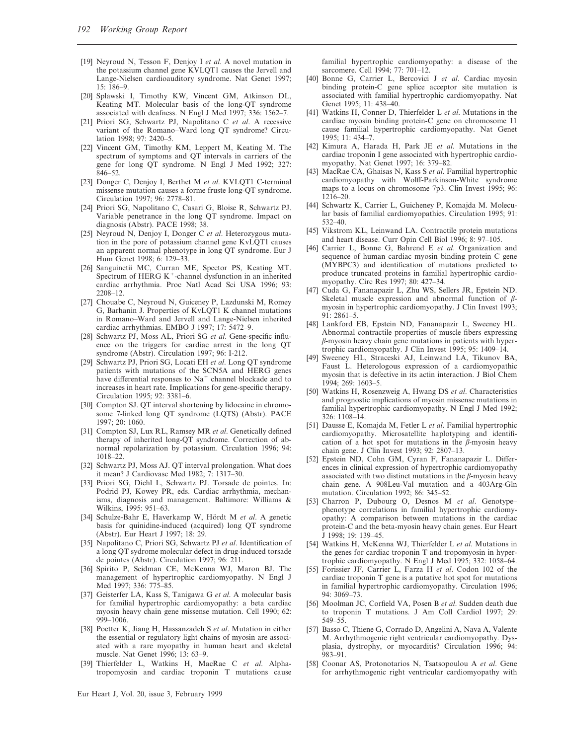[19] Neyroud N, Tesson F, Denjoy I *et al*. A novel mutation in the potassium channel gene KVLQT1 causes the Jervell and Lange-Nielsen cardioauditory syndrome. Nat Genet 1997; 15: 186–9.

[20] Splawski I, Timothy KW, Vincent GM, Atkinson DL, Keating MT. Molecular basis of the long-QT syndrome associated with deafness. N Engl J Med 1997; 336: 1562–7.

[21] Priori SG, Schwartz PJ, Napolitano C *et al*. A recessive variant of the Romano–Ward long QT syndrome? Circulation 1998; 97: 2420–5.

[22] Vincent GM, Timothy KM, Leppert M, Keating M. The spectrum of symptoms and QT intervals in carriers of the gene for long QT syndrome. N Engl J Med 1992; 327: 846–52.

[23] Donger C, Denjoy I, Berthet M *et al*. KVLQT1 C-terminal missense mutation causes a forme fruste long-QT syndrome. Circulation 1997; 96: 2778–81.

[24] Priori SG, Napolitano C, Casari G, Bloise R, Schwartz PJ. Variable penetrance in the long QT syndrome. Impact on diagnosis (Abstr). PACE 1998; 38.

[25] Neyroud N, Denjoy I, Donger C *et al*. Heterozygous mutation in the pore of potassium channel gene KvLQT1 causes an apparent normal phenotype in long QT syndrome. Eur J Hum Genet 1998; 6: 129–33.

[26] Sanguinetii MC, Curran ME, Spector PS, Keating MT. Spectrum of HERG $K^+$-channel dysfunction in an inherited cardiac arrhythmia. Proc Natl Acad Sci USA 1996; 93: 2208–12.

[27] Chouabe C, Neyroud N, Guiceney P, Lazdunski M, Romey G, Barhanin J. Properties of KvLQT1 K channel mutations in Romano–Ward and Jervell and Lange-Nielsen inherited cardiac arrhythmias. EMBO J 1997; 17: 5472–9.

[28] Schwartz PJ, Moss AL, Priori SG *et al*. Gene-specific influence on the triggers for cardiac arrest in the long QT syndrome (Abstr). Circulation 1997; 96: I-212.

[29] Schwartz PJ, Priori SG, Locati EH *et al*. Long QT syndrome patients with mutations of the SCN5A and HERG genes have differential responses to $Na^+$ channel blockade and to increases in heart rate. Implications for gene-specific therapy. Circulation 1995; 92: 3381–6.

[30] Compton SJ. QT interval shortening by lidocaine in chromosome 7-linked long QT syndrome (LQTS) (Abstr). PACE 1997; 20: 1060.

[31] Compton SJ, Lux RL, Ramsey MR *et al*. Genetically defined therapy of inherited long-QT syndrome. Correction of abnormal repolarization by potassium. Circulation 1996; 94: 1018–22.

[32] Schwartz PJ, Moss AJ. QT interval prolongation. What does it mean? J Cardiovasc Med 1982; 7: 1317–30.

[33] Priori SG, Diehl L, Schwartz PJ. Torsade de pointes. In: Podrid PJ, Kowey PR, eds. Cardiac arrhythmia, mechanisms, diagnosis and management. Baltimore: Williams & Wilkins, 1995: 951–63.

[34] Schulze-Bahr E, Haverkamp W, Hördt M *et al*. A genetic basis for quinidine-induced (acquired) long QT syndrome (Abstr). Eur Heart J 1997; 18: 29.

[35] Napolitano C, Priori SG, Schwartz PJ *et al*. Identification of a long QT sydrome molecular defect in drug-induced torsade de pointes (Abstr). Circulation 1997; 96: 211.

[36] Spirito P, Seidman CE, McKenna WJ, Maron BJ. The management of hypertrophic cardiomyopathy. N Engl J Med 1997; 336: 775–85.

[37] Geisterfer LA, Kass S, Tanigawa G *et al*. A molecular basis for familial hypertrophic cardiomyopathy: a beta cardiac myosin heavy chain gene missense mutation. Cell 1990; 62: 999–1006.

[38] Poetter K, Jiang H, Hassanzadeh S *et al*. Mutation in either the essential or regulatory light chains of myosin are associated with a rare myopathy in human heart and skeletal muscle. Nat Genet 1996; 13: 63–9.

[39] Thierfelder L, Watkins H, MacRae C *et al*. Alpha-tropomyosin and cardiac troponin T mutations cause familial hypertrophic cardiomyopathy: a disease of the sarcomere. Cell 1994; 77: 701–12.

[40] Bonne G, Carrier L, Bercovici J *et al*. Cardiac myosin binding protein-C gene splice acceptor site mutation is associated with familial hypertrophic cardiomyopathy. Nat Genet 1995; 11: 438–40.

[41] Watkins H, Conner D, Thierfelder L *et al*. Mutations in the cardiac myosin binding protein-C gene on chromosome 11 cause familial hypertrophic cardiomyopathy. Nat Genet 1995; 11: 434–7.

[42] Kimura A, Harada H, Park JE *et al*. Mutations in the cardiac troponin I gene associated with hypertrophic cardiomyopathy. Nat Genet 1997; 16: 379–82.

[43] MacRae CA, Ghaisas N, Kass S *et al*. Familial hypertrophic cardiomyopathy with Wolff-Parkinson-White syndrome maps to a locus on chromosome 7p3. Clin Invest 1995; 96: 1216–20.

[44] Schwartz K, Carrier L, Guicheney P, Komajda M. Molecular basis of familial cardiomyopathies. Circulation 1995; 91: 532–40.

[45] Vikstrom KL, Leinwand LA. Contractile protein mutations and heart disease. Curr Opin Cell Biol 1996; 8: 97–105.

[46] Carrier L, Bonne G, Bahrend E *et al*. Organization and sequence of human cardiac myosin binding protein C gene (MYBPC3) and identification of mutations predicted to produce truncated proteins in familial hypertrophic cardiomyopathy. Circ Res 1997; 80: 427–34.

[47] Cuda G, Fananapazir L, Zhu WS, Sellers JR, Epstein ND. Skeletal muscle expression and abnormal function of $\beta$-myosin in hypertrophic cardiomyopathy. J Clin Invest 1993; 91: 2861–5.

[48] Lankford EB, Epstein ND, Fananapazir L, Sweeney HL. Abnormal contractile properties of muscle fibers expressing $\beta$-myosin heavy chain gene mutations in patients with hypertrophic cardiomyopathy. J Clin Invest 1995; 95: 1409–14.

[49] Sweeney HL, Straceski AJ, Leinwand LA, Tikunov BA, Faust L. Heterologous expression of a cardiomyopathic myosin that is defective in its actin interaction. J Biol Chem 1994; 269: 1603–5.

[50] Watkins H, Rosenzweig A, Hwang DS *et al*. Characteristics and prognostic implications of myosin missense mutations in familial hypertrophic cardiomyopathy. N Engl J Med 1992; 326: 1108–14.

[51] Dausse E, Komajda M, Fetler L *et al*. Familial hypertrophic cardiomyopathy. Microsatellite haplotyping and identification of a hot spot for mutations in the $\beta$-myosin heavy chain gene. J Clin Invest 1993; 92: 2807–13.

[52] Epstein ND, Cohn GM, Cyran F, Fananapazir L. Differences in clinical expression of hypertrophic cardiomyopathy associated with two distinct mutations in the $\beta$-myosin heavy chain gene. A 908Leu-Val mutation and a 403Arg-Gln mutation. Circulation 1992; 86: 345–52.

[53] Charron P, Dubourg O, Desnos M *et al*. Genotype–phenotype correlations in familial hypertrophic cardiomyopathy: A comparison between mutations in the cardiac protein-C and the beta-myosin heavy chain genes. Eur Heart J 1998; 19: 139–45.

[54] Watkins H, McKenna WJ, Thierfelder L *et al*. Mutations in the genes for cardiac troponin T and tropomyosin in hypertrophic cardiomyopathy. N Engl J Med 1995; 332: 1058–64.

[55] Forissier JF, Carrier L, Farza H *et al*. Codon 102 of the cardiac troponin T gene is a putative hot spot for mutations in familial hypertrophic cardiomyopathy. Circulation 1996; 94: 3069–73.

[56] Moolman JC, Corfield VA, Posen B *et al*. Sudden death due to troponin T mutations. J Am Coll Cardiol 1997; 29: 549–55.

[57] Basso C, Thiene G, Corrado D, Angelini A, Nava A, Valente M. Arrhythmogenic right ventricular cardiomyopathy. Dysplasia, dystrophy, or myocarditis? Circulation 1996; 94: 983–91.

[58] Coonar AS, Protonotarios N, Tsatsopoulou A *et al*. Gene for arrhythmogenic right ventricular cardiomyopathy with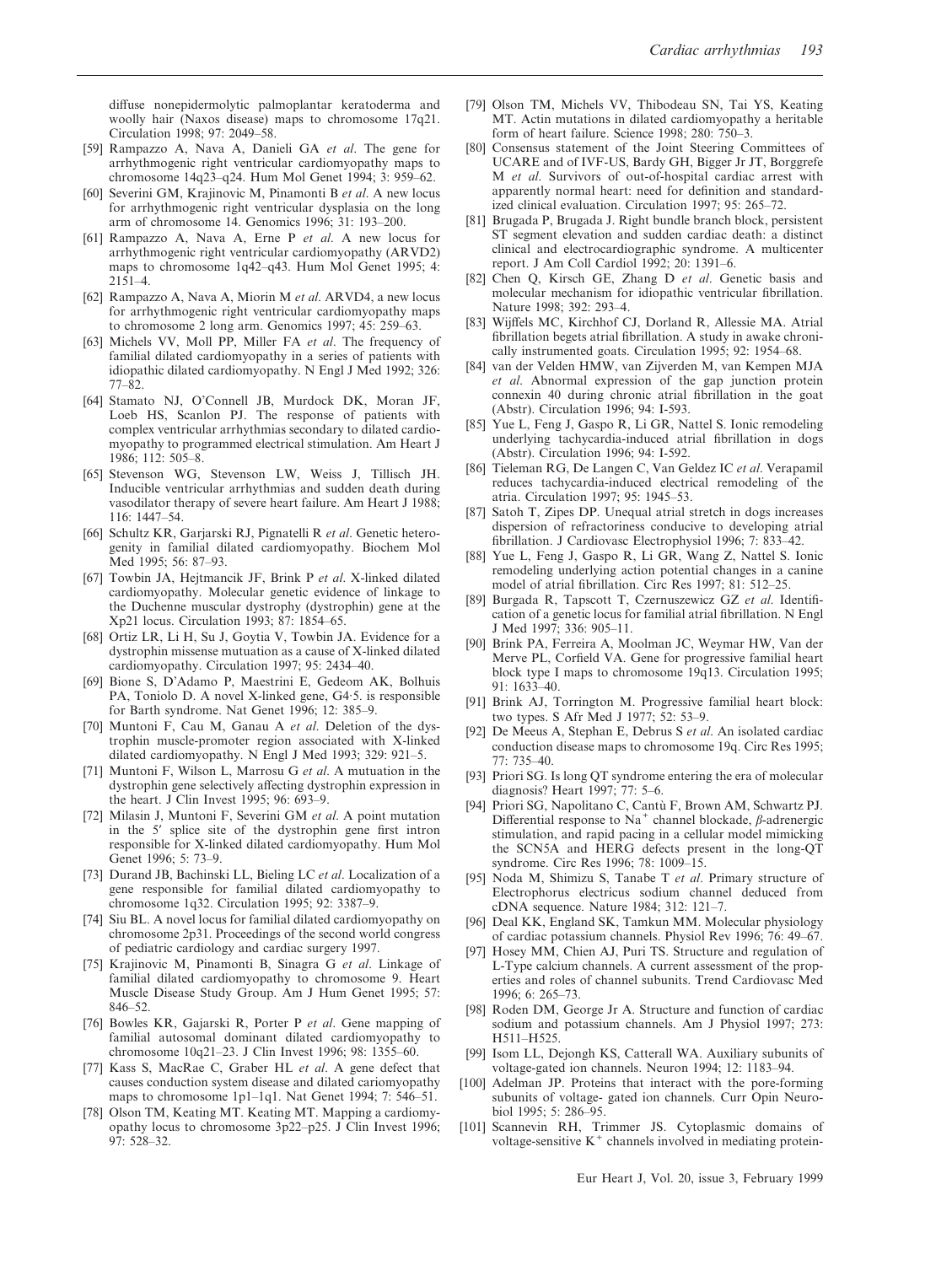diffuse nonepidermolytic palmoplantar keratoderma and woolly hair (Naxos disease) maps to chromosome 17q21. Circulation 1998; 97: 2049–58.

[59] Rampazzo A, Nava A, Danieli GA *et al*. The gene for arrhythmogenic right ventricular cardiomyopathy maps to chromosome 14q23–q24. Hum Mol Genet 1994; 3: 959–62.

[60] Severini GM, Krajinovic M, Pinamonti B *et al*. A new locus for arrhythmogenic right ventricular dysplasia on the long arm of chromosome 14. Genomics 1996; 31: 193–200.

[61] Rampazzo A, Nava A, Erne P *et al*. A new locus for arrhythmogenic right ventricular cardiomyopathy (ARVD2) maps to chromosome 1q42–q43. Hum Mol Genet 1995; 4: 2151–4.

[62] Rampazzo A, Nava A, Miorin M *et al*. ARVD4, a new locus for arrhythmogenic right ventricular cardiomyopathy maps to chromosome 2 long arm. Genomics 1997; 45: 259–63.

[63] Michels VV, Moll PP, Miller FA *et al*. The frequency of familial dilated cardiomyopathy in a series of patients with idiopathic dilated cardiomyopathy. N Engl J Med 1992; 326: 77–82.

[64] Stamato NJ, O'Connell JB, Murdock DK, Moran JF, Loeb HS, Scanlon PJ. The response of patients with complex ventricular arrhythmias secondary to dilated cardiomyopathy to programmed electrical stimulation. Am Heart J 1986; 112: 505–8.

[65] Stevenson WG, Stevenson LW, Weiss J, Tillisch JH. Inducible ventricular arrhythmias and sudden death during vasodilator therapy of severe heart failure. Am Heart J 1988; 116: 1447–54.

[66] Schultz KR, Garjarski RJ, Pignatelli R *et al*. Genetic heterogeneity in familial dilated cardiomyopathy. Biochem Mol Med 1995; 56: 87–93.

[67] Towbin JA, Hejtmancik JF, Brink P *et al*. X-linked dilated cardiomyopathy. Molecular genetic evidence of linkage to the Duchenne muscular dystrophy (dystrophin) gene at the Xp21 locus. Circulation 1993; 87: 1854–65.

[68] Ortiz LR, Li H, Su J, Goytia V, Towbin JA. Evidence for a dystrophin missense mutuation as a cause of X-linked dilated cardiomyopathy. Circulation 1997; 95: 2434–40.

[69] Bione S, D'Adamo P, Maestrini E, Gedeom AK, Bolhuis PA, Toniolo D. A novel X-linked gene, G4·5. is responsible for Barth syndrome. Nat Genet 1996; 12: 385–9.

[70] Muntoni F, Cau M, Ganau A *et al*. Deletion of the dystrophin muscle-promoter region associated with X-linked dilated cardiomyopathy. N Engl J Med 1993; 329: 921–5.

[71] Muntoni F, Wilson L, Marrosu G *et al*. A mutuation in the dystrophin gene selectively affecting dystrophin expression in the heart. J Clin Invest 1995; 96: 693–9.

[72] Milasin J, Muntoni F, Severini GM *et al*. A point mutation in the 5′ splice site of the dystrophin gene first intron responsible for X-linked dilated cardiomyopathy. Hum Mol Genet 1996; 5: 73–9.

[73] Durand JB, Bachinski LL, Bieling LC *et al*. Localization of a gene responsible for familial dilated cardiomyopathy to chromosome 1q32. Circulation 1995; 92: 3387–9.

[74] Siu BL. A novel locus for familial dilated cardiomyopathy on chromosome 2p31. Proceedings of the second world congress of pediatric cardiology and cardiac surgery 1997.

[75] Krajinovic M, Pinamonti B, Sinagra G *et al*. Linkage of familial dilated cardiomyopathy to chromosome 9. Heart Muscle Disease Study Group. Am J Hum Genet 1995; 57: 846–52.

[76] Bowles KR, Gajarski R, Porter P *et al*. Gene mapping of familial autosomal dominant dilated cardiomyopathy to chromosome 10q21–23. J Clin Invest 1996; 98: 1355–60.

[77] Kass S, MacRae C, Graber HL *et al*. A gene defect that causes conduction system disease and dilated cariomyopathy maps to chromosome 1p1–1q1. Nat Genet 1994; 7: 546–51.

[78] Olson TM, Keating MT. Keating MT. Mapping a cardiomyopathy locus to chromosome 3p22–p25. J Clin Invest 1996; 97: 528–32.

[79] Olson TM, Michels VV, Thibodeau SN, Tai YS, Keating MT. Actin mutations in dilated cardiomyopathy a heritable form of heart failure. Science 1998; 280: 750–3.

[80] Consensus statement of the Joint Steering Committees of UCARE and of IVF-US, Bardy GH, Bigger Jr JT, Borggrefe M *et al*. Survivors of out-of-hospital cardiac arrest with apparently normal heart: need for definition and standardized clinical evaluation. Circulation 1997; 95: 265–72.

[81] Brugada P, Brugada J. Right bundle branch block, persistent ST segment elevation and sudden cardiac death: a distinct clinical and electrocardiographic syndrome. A multicenter report. J Am Coll Cardiol 1992; 20: 1391–6.

[82] Chen Q, Kirsch GE, Zhang D *et al*. Genetic basis and molecular mechanism for idiopathic ventricular fibrillation. Nature 1998; 392: 293–4.

[83] Wijffels MC, Kirchhof CJ, Dorland R, Allessie MA. Atrial fibrillation begets atrial fibrillation. A study in awake chronically instrumented goats. Circulation 1995; 92: 1954–68.

[84] van der Velden HMW, van Zijverden M, van Kempen MJA *et al*. Abnormal expression of the gap junction protein connexin 40 during chronic atrial fibrillation in the goat (Abstr). Circulation 1996; 94: I-593.

[85] Yue L, Feng J, Gaspo R, Li GR, Nattel S. Ionic remodeling underlying tachycardia-induced atrial fibrillation in dogs (Abstr). Circulation 1996; 94: I-592.

[86] Tieleman RG, De Langen C, Van Geldez IC *et al*. Verapamil reduces tachycardia-induced electrical remodeling of the atria. Circulation 1997; 95: 1945–53.

[87] Satoh T, Zipes DP. Unequal atrial stretch in dogs increases dispersion of refractoriness conducive to developing atrial fibrillation. J Cardiovasc Electrophysiol 1996; 7: 833–42.

[88] Yue L, Feng J, Gaspo R, Li GR, Wang Z, Nattel S. Ionic remodeling underlying action potential changes in a canine model of atrial fibrillation. Circ Res 1997; 81: 512–25.

[89] Burgada R, Tapscott T, Czernuszewicz GZ *et al*. Identification of a genetic locus for familial atrial fibrillation. N Engl J Med 1997; 336: 905–11.

[90] Brink PA, Ferreira A, Moolman JC, Weymar HW, Van der Merve PL, Corfield VA. Gene for progressive familial heart block type I maps to chromosome 19q13. Circulation 1995; 91: 1633–40.

[91] Brink AJ, Torrington M. Progressive familial heart block: two types. S Afr Med J 1977; 52: 53–9.

[92] De Meeus A, Stephan E, Debrus S *et al*. An isolated cardiac conduction disease maps to chromosome 19q. Circ Res 1995; 77: 735–40.

[93] Priori SG. Is long QT syndrome entering the era of molecular diagnosis? Heart 1997; 77: 5–6.

[94] Priori SG, Napolitano C, Cantù F, Brown AM, Schwartz PJ. Differential response to $Na^+$ channel blockade, $\beta$-adrenergic stimulation, and rapid pacing in a cellular model mimicking the SCN5A and HERG defects present in the long-QT syndrome. Circ Res 1996; 78: 1009–15.

[95] Noda M, Shimizu S, Tanabe T *et al*. Primary structure of Electrophorus electricus sodium channel deduced from cDNA sequence. Nature 1984; 312: 121–7.

[96] Deal KK, England SK, Tamkun MM. Molecular physiology of cardiac potassium channels. Physiol Rev 1996; 76: 49–67.

[97] Hosey MM, Chien AJ, Puri TS. Structure and regulation of L-Type calcium channels. A current assessment of the properties and roles of channel subunits. Trend Cardiovasc Med 1996; 6: 265–73.

[98] Roden DM, George Jr A. Structure and function of cardiac sodium and potassium channels. Am J Physiol 1997; 273: H511–H525.

[99] Isom LL, Dejongh KS, Catterall WA. Auxiliary subunits of voltage-gated ion channels. Neuron 1994; 12: 1183–94.

[100] Adelman JP. Proteins that interact with the pore-forming subunits of voltage- gated ion channels. Curr Opin Neurobiol 1995; 5: 286–95.

[101] Scannevin RH, Trimmer JS. Cytoplasmic domains of voltage-sensitive $K^+$ channels involved in mediating protein-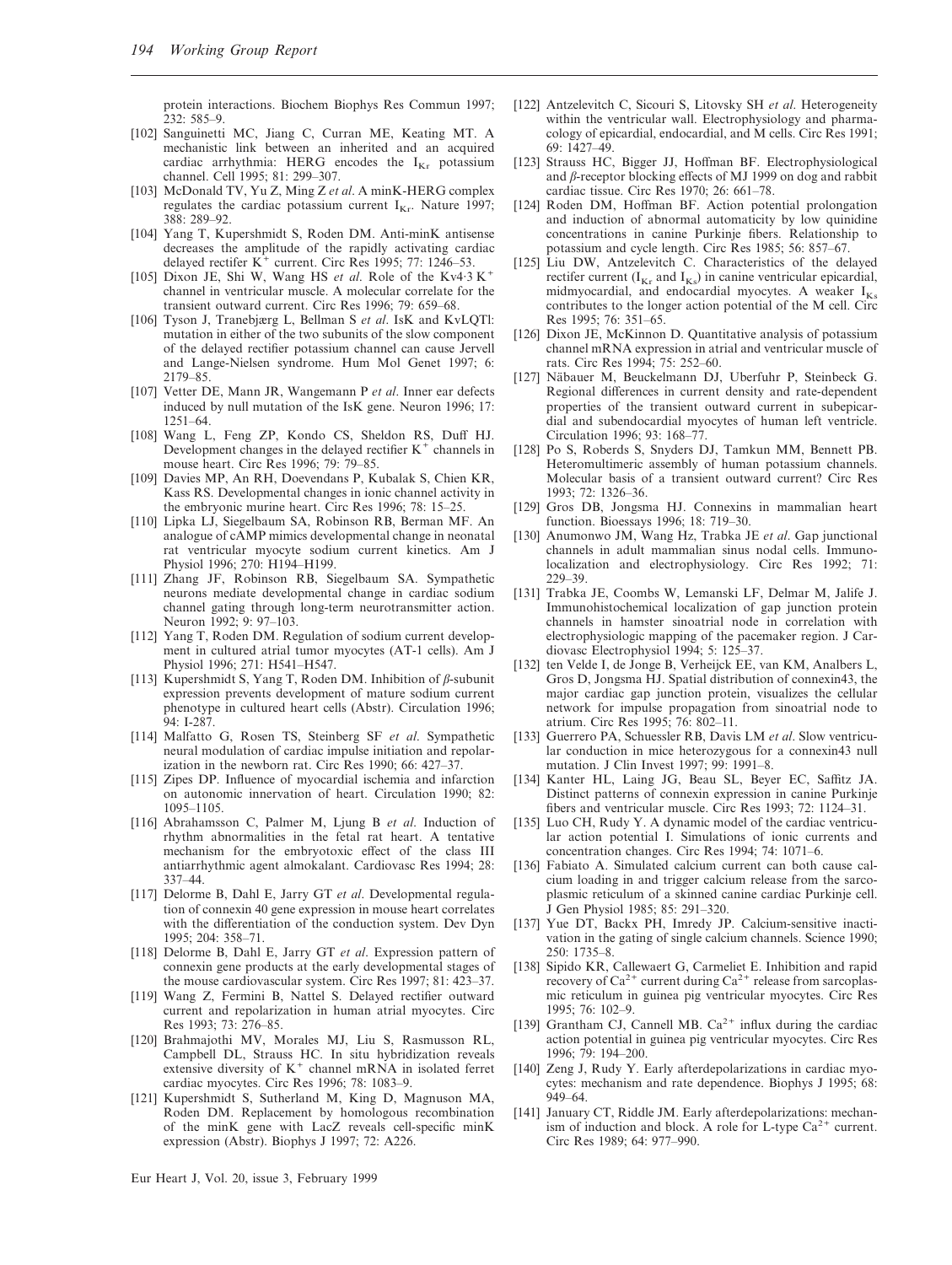protein interactions. Biochem Biophys Res Commun 1997; 232: 585–9.

[102] Sanguinetti MC, Jiang C, Curran ME, Keating MT. A mechanistic link between an inherited and an acquired cardiac arrhythmia: HERG encodes the $I_{Kr}$ potassium channel. Cell 1995; 81: 299–307.

[103] McDonald TV, Yu Z, Ming Z *et al*. A minK-HERG complex regulates the cardiac potassium current $I_{Kr}$. Nature 1997; 388: 289–92.

[104] Yang T, Kupershmidt S, Roden DM. Anti-minK antisense decreases the amplitude of the rapidly activating cardiac delayed rectifer $K^+$ current. Circ Res 1995; 77: 1246–53.

[105] Dixon JE, Shi W, Wang HS *et al*. Role of the Kv4·3 $K^+$ channel in ventricular muscle. A molecular correlate for the transient outward current. Circ Res 1996; 79: 659–68.

[106] Tyson J, Tranebjærg L, Bellman S *et al*. IsK and KvLQTl: mutation in either of the two subunits of the slow component of the delayed rectifier potassium channel can cause Jervell and Lange-Nielsen syndrome. Hum Mol Genet 1997; 6: 2179–85.

[107] Vetter DE, Mann JR, Wangemann P *et al*. Inner ear defects induced by null mutation of the IsK gene. Neuron 1996; 17: 1251–64.

[108] Wang L, Feng ZP, Kondo CS, Sheldon RS, Duff HJ. Development changes in the delayed rectifier $K^+$ channels in mouse heart. Circ Res 1996; 79: 79–85.

[109] Davies MP, An RH, Doevendans P, Kubalak S, Chien KR, Kass RS. Developmental changes in ionic channel activity in the embryonic murine heart. Circ Res 1996; 78: 15–25.

[110] Lipka LJ, Siegelbaum SA, Robinson RB, Berman MF. An analogue of cAMP mimics developmental change in neonatal rat ventricular myocyte sodium current kinetics. Am J Physiol 1996; 270: H194–H199.

[111] Zhang JF, Robinson RB, Siegelbaum SA. Sympathetic neurons mediate developmental change in cardiac sodium channel gating through long-term neurotransmitter action. Neuron 1992; 9: 97–103.

[112] Yang T, Roden DM. Regulation of sodium current development in cultured atrial tumor myocytes (AT-1 cells). Am J Physiol 1996; 271: H541–H547.

[113] Kupershmidt S, Yang T, Roden DM. Inhibition of $\beta$-subunit expression prevents development of mature sodium current phenotype in cultured heart cells (Abstr). Circulation 1996; 94: I-287.

[114] Malfatto G, Rosen TS, Steinberg SF *et al*. Sympathetic neural modulation of cardiac impulse initiation and repolarization in the newborn rat. Circ Res 1990; 66: 427–37.

[115] Zipes DP. Influence of myocardial ischemia and infarction on autonomic innervation of heart. Circulation 1990; 82: 1095–1105.

[116] Abrahamsson C, Palmer M, Ljung B *et al*. Induction of rhythm abnormalities in the fetal rat heart. A tentative mechanism for the embryotoxic effect of the class III antiarrhythmic agent almokalant. Cardiovasc Res 1994; 28: 337–44.

[117] Delorme B, Dahl E, Jarry GT *et al*. Developmental regulation of connexin 40 gene expression in mouse heart correlates with the differentiation of the conduction system. Dev Dyn 1995; 204: 358–71.

[118] Delorme B, Dahl E, Jarry GT *et al*. Expression pattern of connexin gene products at the early developmental stages of the mouse cardiovascular system. Circ Res 1997; 81: 423–37.

[119] Wang Z, Fermini B, Nattel S. Delayed rectifier outward current and repolarization in human atrial myocytes. Circ Res 1993; 73: 276–85.

[120] Brahmajothi MV, Morales MJ, Liu S, Rasmusson RL, Campbell DL, Strauss HC. In situ hybridization reveals extensive diversity of $K^+$ channel mRNA in isolated ferret cardiac myocytes. Circ Res 1996; 78: 1083–9.

[121] Kupershmidt S, Sutherland M, King D, Magnuson MA, Roden DM. Replacement by homologous recombination of the minK gene with LacZ reveals cell-specific minK expression (Abstr). Biophys J 1997; 72: A226.

[122] Antzelevitch C, Sicouri S, Litovsky SH *et al*. Heterogeneity within the ventricular wall. Electrophysiology and pharmacology of epicardial, endocardial, and M cells. Circ Res 1991; 69: 1427–49.

[123] Strauss HC, Bigger JJ, Hoffman BF. Electrophysiological and $\beta$-receptor blocking effects of MJ 1999 on dog and rabbit cardiac tissue. Circ Res 1970; 26: 661–78.

[124] Roden DM, Hoffman BF. Action potential prolongation and induction of abnormal automaticity by low quinidine concentrations in canine Purkinje fibers. Relationship to potassium and cycle length. Circ Res 1985; 56: 857–67.

[125] Liu DW, Antzelevitch C. Characteristics of the delayed rectifer current ($I_{Kr}$ and $I_{Ks}$) in canine ventricular epicardial, midmyocardial, and endocardial myocytes. A weaker $I_{Ks}$ contributes to the longer action potential of the M cell. Circ Res 1995; 76: 351–65.

[126] Dixon JE, McKinnon D. Quantitative analysis of potassium channel mRNA expression in atrial and ventricular muscle of rats. Circ Res 1994; 75: 252–60.

[127] Näbauer M, Beuckelmann DJ, Uberfuhr P, Steinbeck G. Regional differences in current density and rate-dependent properties of the transient outward current in subepicardial and subendocardial myocytes of human left ventricle. Circulation 1996; 93: 168–77.

[128] Po S, Roberds S, Snyders DJ, Tamkun MM, Bennett PB. Heteromultimeric assembly of human potassium channels. Molecular basis of a transient outward current? Circ Res 1993; 72: 1326–36.

[129] Gros DB, Jongsma HJ. Connexins in mammalian heart function. Bioessays 1996; 18: 719–30.

[130] Anumonwo JM, Wang Hz, Trabka JE *et al*. Gap junctional channels in adult mammalian sinus nodal cells. Immunolocalization and electrophysiology. Circ Res 1992; 71: 229–39.

[131] Trabka JE, Coombs W, Lemanski LF, Delmar M, Jalife J. Immunohistochemical localization of gap junction protein channels in hamster sinoatrial node in correlation with electrophysiologic mapping of the pacemaker region. J Cardiovasc Electrophysiol 1994; 5: 125–37.

[132] ten Velde I, de Jonge B, Verheijck EE, van KM, Analbers L, Gros D, Jongsma HJ. Spatial distribution of connexin43, the major cardiac gap junction protein, visualizes the cellular network for impulse propagation from sinoatrial node to atrium. Circ Res 1995; 76: 802–11.

[133] Guerrero PA, Schuessler RB, Davis LM *et al*. Slow ventricular conduction in mice heterozygous for a connexin43 null mutation. J Clin Invest 1997; 99: 1991–8.

[134] Kanter HL, Laing JG, Beau SL, Beyer EC, Saffitz JA. Distinct patterns of connexin expression in canine Purkinje fibers and ventricular muscle. Circ Res 1993; 72: 1124–31.

[135] Luo CH, Rudy Y. A dynamic model of the cardiac ventricular action potential I. Simulations of ionic currents and concentration changes. Circ Res 1994; 74: 1071–6.

[136] Fabiato A. Simulated calcium current can both cause calcium loading in and trigger calcium release from the sarcoplasmic reticulum of a skinned canine cardiac Purkinje cell. J Gen Physiol 1985; 85: 291–320.

[137] Yue DT, Backx PH, Imredy JP. Calcium-sensitive inactivation in the gating of single calcium channels. Science 1990; 250: 1735–8.

[138] Sipido KR, Callewaert G, Carmeliet E. Inhibition and rapid recovery of $Ca^{2+}$ current during $Ca^{2+}$ release from sarcoplasmic reticulum in guinea pig ventricular myocytes. Circ Res 1995; 76: 102–9.

[139] Grantham CJ, Cannell MB. $Ca^{2+}$ influx during the cardiac action potential in guinea pig ventricular myocytes. Circ Res 1996; 79: 194–200.

[140] Zeng J, Rudy Y. Early afterdepolarizations in cardiac myocytes: mechanism and rate dependence. Biophys J 1995; 68: 949–64.

[141] January CT, Riddle JM. Early afterdepolarizations: mechanism of induction and block. A role for L-type $Ca^{2+}$ current. Circ Res 1989; 64: 977–990.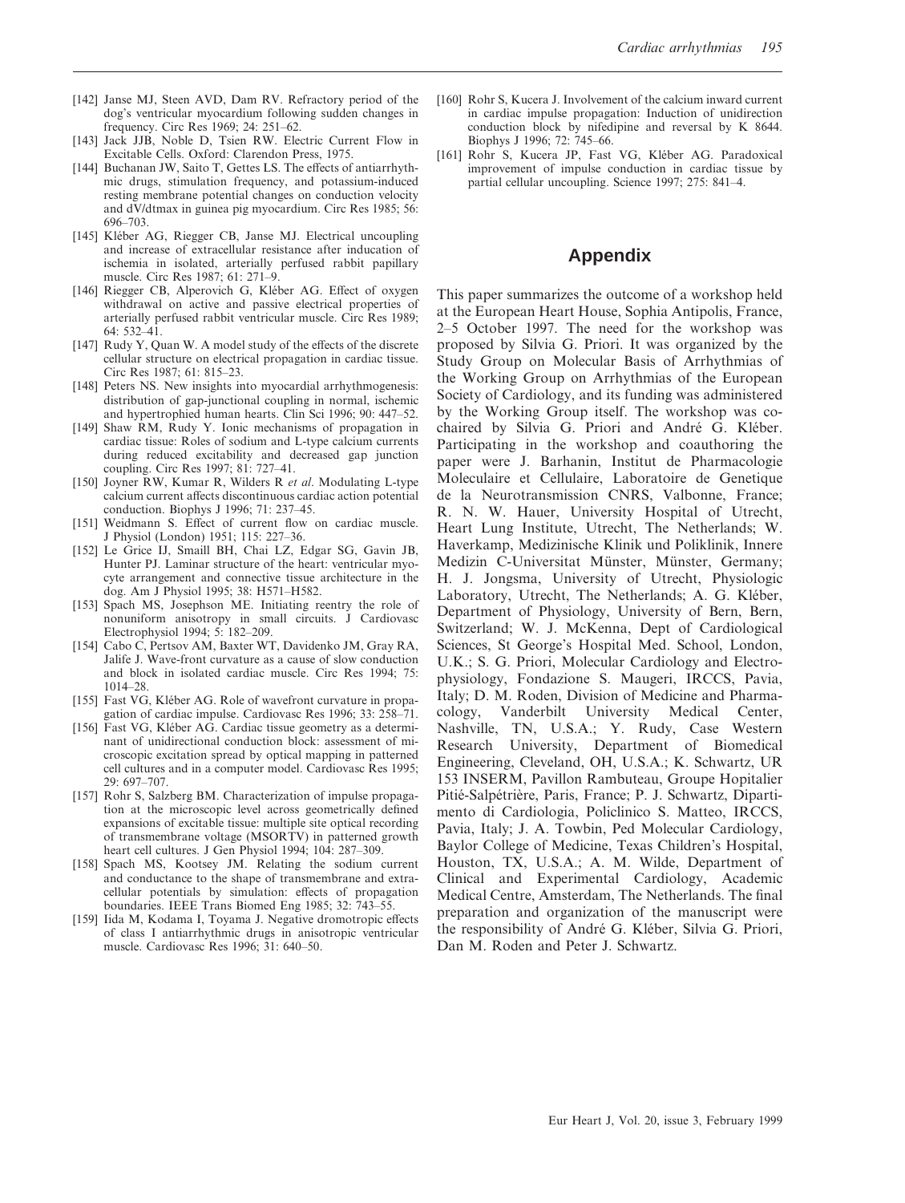[142] Janse MJ, Steen AVD, Dam RV. Refractory period of the dog's ventricular myocardium following sudden changes in frequency. Circ Res 1969; 24: 251–62.

[143] Jack JJB, Noble D, Tsien RW. Electric Current Flow in Excitable Cells. Oxford: Clarendon Press, 1975.

[144] Buchanan JW, Saito T, Gettes LS. The effects of antiarrhythmic drugs, stimulation frequency, and potassium-induced resting membrane potential changes on conduction velocity and dV/dtmax in guinea pig myocardium. Circ Res 1985; 56: 696–703.

[145] Kléber AG, Riegger CB, Janse MJ. Electrical uncoupling and increase of extracellular resistance after induction of ischemia in isolated, arterially perfused rabbit papillary muscle. Circ Res 1987; 61: 271–9.

[146] Riegger CB, Alperovich G, Kléber AG. Effect of oxygen withdrawal on active and passive electrical properties of arterially perfused rabbit ventricular muscle. Circ Res 1989; 64: 532–41.

[147] Rudy Y, Quan W. A model study of the effects of the discrete cellular structure on electrical propagation in cardiac tissue. Circ Res 1987; 61: 815–23.

[148] Peters NS. New insights into myocardial arrhythmogenesis: distribution of gap-junctional coupling in normal, ischemic and hypertrophied human hearts. Clin Sci 1996; 90: 447–52.

[149] Shaw RM, Rudy Y. Ionic mechanisms of propagation in cardiac tissue: Roles of sodium and L-type calcium currents during reduced excitability and decreased gap junction coupling. Circ Res 1997; 81: 727–41.

[150] Joyner RW, Kumar R, Wilders R *et al*. Modulating L-type calcium current affects discontinuous cardiac action potential conduction. Biophys J 1996; 71: 237–45.

[151] Weidmann S. Effect of current flow on cardiac muscle. J Physiol (London) 1951; 115: 227–36.

[152] Le Grice IJ, Smaill BH, Chai LZ, Edgar SG, Gavin JB, Hunter PJ. Laminar structure of the heart: ventricular myocyte arrangement and connective tissue architecture in the dog. Am J Physiol 1995; 38: H571–H582.

[153] Spach MS, Josephson ME. Initiating reentry the role of nonuniform anisotropy in small circuits. J Cardiovasc Electrophysiol 1994; 5: 182–209.

[154] Cabo C, Pertsov AM, Baxter WT, Davidenko JM, Gray RA, Jalife J. Wave-front curvature as a cause of slow conduction and block in isolated cardiac muscle. Circ Res 1994; 75: 1014–28.

[155] Fast VG, Kléber AG. Role of wavefront curvature in propagation of cardiac impulse. Cardiovasc Res 1996; 33: 258–71.

[156] Fast VG, Kléber AG. Cardiac tissue geometry as a determinant of unidirectional conduction block: assessment of microscopic excitation spread by optical mapping in patterned cell cultures and in a computer model. Cardiovasc Res 1995; 29: 697–707.

[157] Rohr S, Salzberg BM. Characterization of impulse propagation at the microscopic level across geometrically defined expansions of excitable tissue: multiple site optical recording of transmembrane voltage (MSORTV) in patterned growth heart cell cultures. J Gen Physiol 1994; 104: 287–309.

[158] Spach MS, Kootsey JM. Relating the sodium current and conductance to the shape of transmembrane and extracellular potentials by simulation: effects of propagation boundaries. IEEE Trans Biomed Eng 1985; 32: 743–55.

[159] Iida M, Kodama I, Toyama J. Negative dromotropic effects of class I antiarrhythmic drugs in anisotropic ventricular muscle. Cardiovasc Res 1996; 31: 640–50.

[160] Rohr S, Kucera J. Involvement of the calcium inward current in cardiac impulse propagation: Induction of unidirection conduction block by nifedipine and reversal by K 8644. Biophys J 1996; 72: 745–66.

[161] Rohr S, Kucera JP, Fast VG, Kléber AG. Paradoxical improvement of impulse conduction in cardiac tissue by partial cellular uncoupling. Science 1997; 275: 841–4.

## Appendix

This paper summarizes the outcome of a workshop held at the European Heart House, Sophia Antipolis, France, 2–5 October 1997. The need for the workshop was proposed by Silvia G. Priori. It was organized by the Study Group on Molecular Basis of Arrhythmias of the Working Group on Arrhythmias of the European Society of Cardiology, and its funding was administered by the Working Group itself. The workshop was co-chaired by Silvia G. Priori and André G. Kléber. Participating in the workshop and coauthoring the paper were J. Barhanin, Institut de Pharmacologie Moleculaire et Cellulaire, Laboratoire de Genetique de la Neurotransmission CNRS, Valbonne, France; R. N. W. Hauer, University Hospital of Utrecht, Heart Lung Institute, Utrecht, The Netherlands; W. Haverkamp, Medizinische Klinik und Poliklinik, Innere Medizin C-Universitat Münster, Münster, Germany; H. J. Jongsma, University of Utrecht, Physiologic Laboratory, Utrecht, The Netherlands; A. G. Kléber, Department of Physiology, University of Bern, Bern, Switzerland; W. J. McKenna, Dept of Cardiological Sciences, St George's Hospital Med. School, London, U.K.; S. G. Priori, Molecular Cardiology and Electrophysiology, Fondazione S. Maugeri, IRCCS, Pavia, Italy; D. M. Roden, Division of Medicine and Pharmacology, Vanderbilt University Medical Center, Nashville, TN, U.S.A.; Y. Rudy, Case Western Research University, Department of Biomedical Engineering, Cleveland, OH, U.S.A.; K. Schwartz, UR 153 INSERM, Pavillon Rambuteau, Groupe Hopitalier Pitié-Salpétrière, Paris, France; P. J. Schwartz, Dipartimento di Cardiologia, Policlinico S. Matteo, IRCCS, Pavia, Italy; J. A. Towbin, Ped Molecular Cardiology, Baylor College of Medicine, Texas Children's Hospital, Houston, TX, U.S.A.; A. M. Wilde, Department of Clinical and Experimental Cardiology, Academic Medical Centre, Amsterdam, The Netherlands. The final preparation and organization of the manuscript were the responsibility of André G. Kléber, Silvia G. Priori, Dan M. Roden and Peter J. Schwartz.